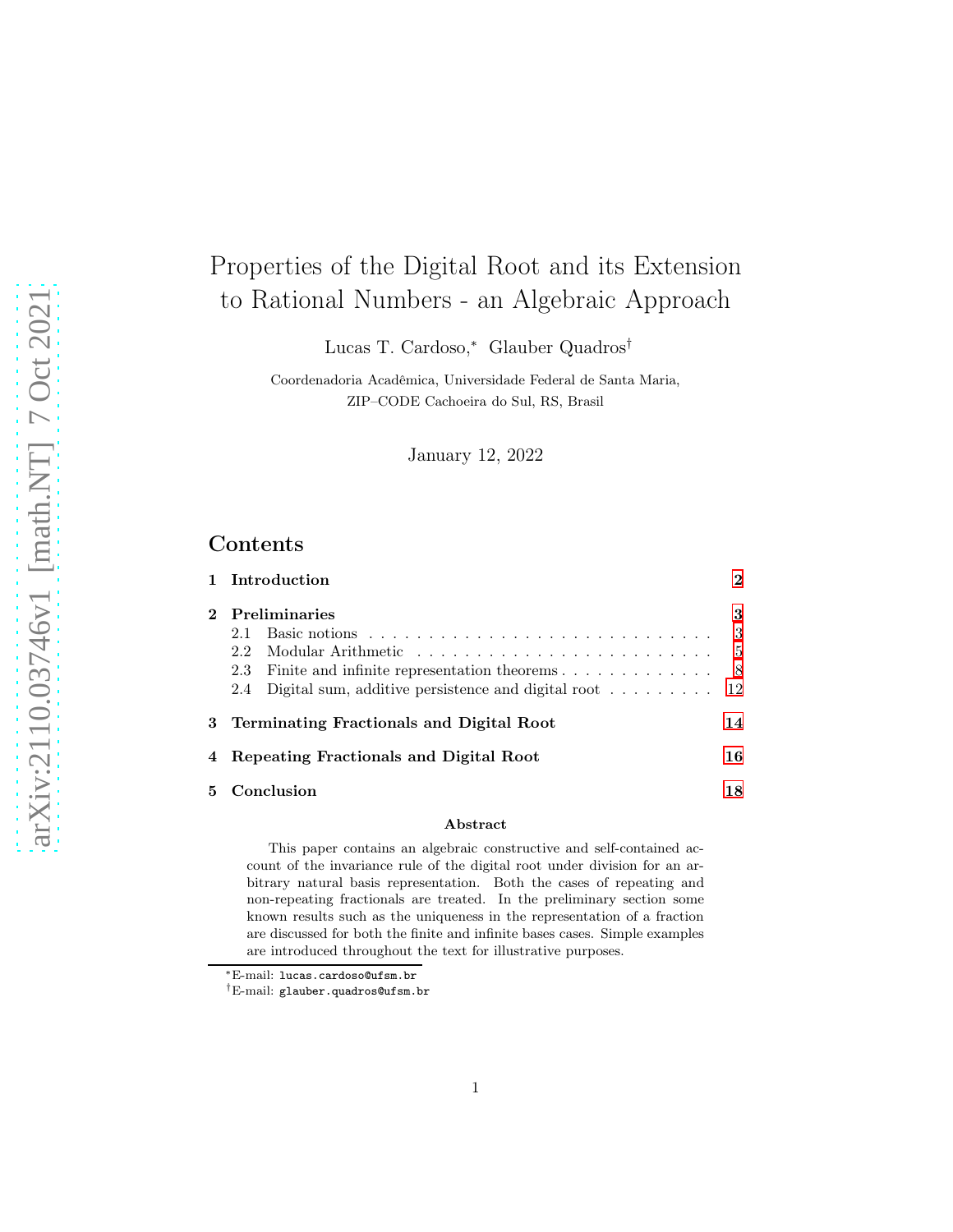# Properties of the Digital Root and its Extension to Rational Numbers - an Algebraic Approach

Lucas T. Cardoso,[*] Glauber Quadros[†]

Coordenadoria Acadêmica, Universidade Federal de Santa Maria, ZIP–CODE Cachoeira do Sul, RS, Brasil

January 12, 2022

## Contents

- **1 Introduction** — 2
- **2 Preliminaries** — 3
  - 2.1 Basic notions — 3
  - 2.2 Modular Arithmetic — 5
  - 2.3 Finite and infinite representation theorems — 8
  - 2.4 Digital sum, additive persistence and digital root — 12
- **3 Terminating Fractionals and Digital Root** — 14
- **4 Repeating Fractionals and Digital Root** — 16
- **5 Conclusion** — 18

### Abstract

This paper contains an algebraic constructive and self-contained account of the invariance rule of the digital root under division for an arbitrary natural basis representation. Both the cases of repeating and non-repeating fractionals are treated. In the preliminary section some known results such as the uniqueness in the representation of a fraction are discussed for both the finite and infinite bases cases. Simple examples are introduced throughout the text for illustrative purposes.

---

[*]E-mail: lucas.cardoso@ufsm.br

[†]E-mail: glauber.quadros@ufsm.br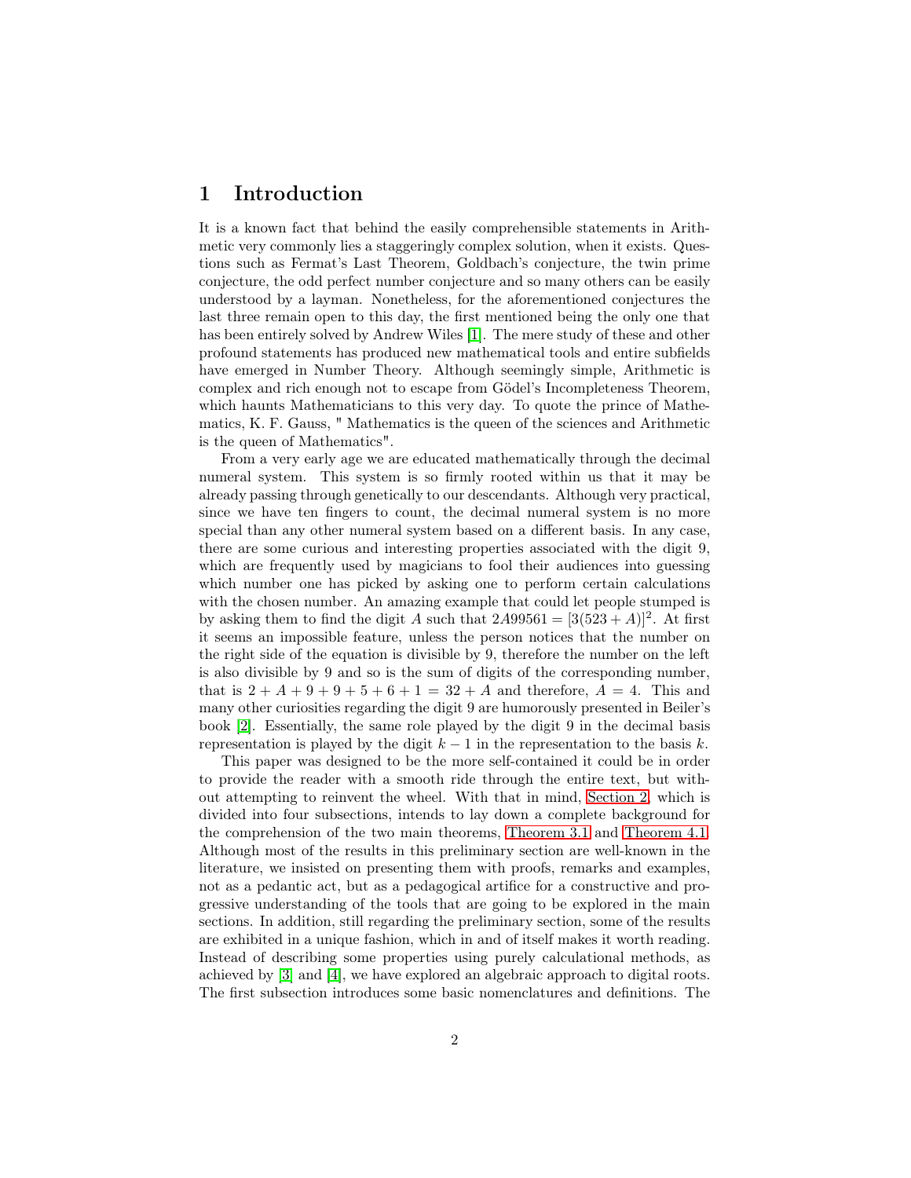# 1 Introduction

It is a known fact that behind the easily comprehensible statements in Arithmetic very commonly lies a staggeringly complex solution, when it exists. Questions such as Fermat's Last Theorem, Goldbach's conjecture, the twin prime conjecture, the odd perfect number conjecture and so many others can be easily understood by a layman. Nonetheless, for the aforementioned conjectures the last three remain open to this day, the first mentioned being the only one that has been entirely solved by Andrew Wiles [1]. The mere study of these and other profound statements has produced new mathematical tools and entire subfields have emerged in Number Theory. Although seemingly simple, Arithmetic is complex and rich enough not to escape from Gödel's Incompleteness Theorem, which haunts Mathematicians to this very day. To quote the prince of Mathematics, K. F. Gauss, " Mathematics is the queen of the sciences and Arithmetic is the queen of Mathematics".

From a very early age we are educated mathematically through the decimal numeral system. This system is so firmly rooted within us that it may be already passing through genetically to our descendants. Although very practical, since we have ten fingers to count, the decimal numeral system is no more special than any other numeral system based on a different basis. In any case, there are some curious and interesting properties associated with the digit 9, which are frequently used by magicians to fool their audiences into guessing which number one has picked by asking one to perform certain calculations with the chosen number. An amazing example that could let people stumped is by asking them to find the digit $A$ such that $2A99561 = [3(523 + A)]^2$. At first it seems an impossible feature, unless the person notices that the number on the right side of the equation is divisible by 9, therefore the number on the left is also divisible by 9 and so is the sum of digits of the corresponding number, that is $2 + A + 9 + 9 + 5 + 6 + 1 = 32 + A$ and therefore, $A = 4$. This and many other curiosities regarding the digit 9 are humorously presented in Beiler's book [2]. Essentially, the same role played by the digit 9 in the decimal basis representation is played by the digit $k - 1$ in the representation to the basis $k$.

This paper was designed to be the more self-contained it could be in order to provide the reader with a smooth ride through the entire text, but without attempting to reinvent the wheel. With that in mind, Section 2, which is divided into four subsections, intends to lay down a complete background for the comprehension of the two main theorems, Theorem 3.1 and Theorem 4.1. Although most of the results in this preliminary section are well-known in the literature, we insisted on presenting them with proofs, remarks and examples, not as a pedantic act, but as a pedagogical artifice for a constructive and progressive understanding of the tools that are going to be explored in the main sections. In addition, still regarding the preliminary section, some of the results are exhibited in a unique fashion, which in and of itself makes it worth reading. Instead of describing some properties using purely calculational methods, as achieved by [3] and [4], we have explored an algebraic approach to digital roots. The first subsection introduces some basic nomenclatures and definitions. The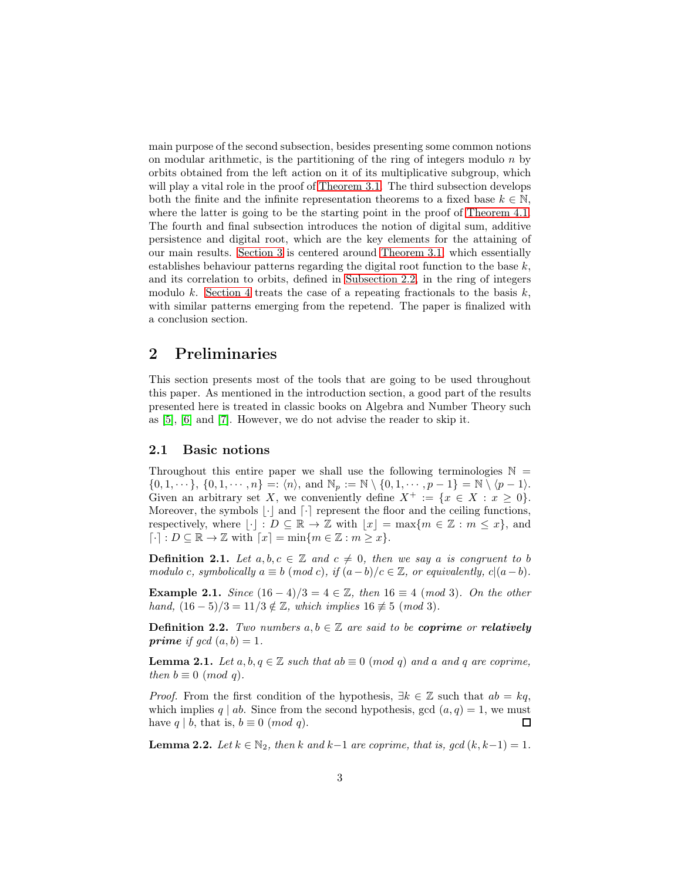main purpose of the second subsection, besides presenting some common notions on modular arithmetic, is the partitioning of the ring of integers modulo $n$ by orbits obtained from the left action on it of its multiplicative subgroup, which will play a vital role in the proof of Theorem 3.1. The third subsection develops both the finite and the infinite representation theorems to a fixed base $k \in \mathbb{N}$, where the latter is going to be the starting point in the proof of Theorem 4.1. The fourth and final subsection introduces the notion of digital sum, additive persistence and digital root, which are the key elements for the attaining of our main results. Section 3 is centered around Theorem 3.1 which essentially establishes behaviour patterns regarding the digital root function to the base $k$, and its correlation to orbits, defined in Subsection 2.2, in the ring of integers modulo $k$. Section 4 treats the case of a repeating fractionals to the basis $k$, with similar patterns emerging from the repetend. The paper is finalized with a conclusion section.

## 2 Preliminaries

This section presents most of the tools that are going to be used throughout this paper. As mentioned in the introduction section, a good part of the results presented here is treated in classic books on Algebra and Number Theory such as [5], [6] and [7]. However, we do not advise the reader to skip it.

### 2.1 Basic notions

Throughout this entire paper we shall use the following terminologies $\mathbb{N} = \{0, 1, \cdots\}$, $\{0, 1, \cdots, n\} =: \langle n \rangle$, and $\mathbb{N}_p := \mathbb{N} \setminus \{0, 1, \cdots, p-1\} = \mathbb{N} \setminus \langle p-1 \rangle$. Given an arbitrary set $X$, we conveniently define $X^+ := \{x \in X : x \geq 0\}$. Moreover, the symbols $\lfloor \cdot \rfloor$ and $\lceil \cdot \rceil$ represent the floor and the ceiling functions, respectively, where $\lfloor \cdot \rfloor : D \subseteq \mathbb{R} \to \mathbb{Z}$ with $\lfloor x \rfloor = \max\{m \in \mathbb{Z} : m \leq x\}$, and $\lceil \cdot \rceil : D \subseteq \mathbb{R} \to \mathbb{Z}$ with $\lceil x \rceil = \min\{m \in \mathbb{Z} : m \geq x\}$.

**Definition 2.1.** *Let $a, b, c \in \mathbb{Z}$ and $c \neq 0$, then we say $a$ is congruent to $b$ modulo $c$, symbolically $a \equiv b \ (mod\ c)$, if $(a-b)/c \in \mathbb{Z}$, or equivalently, $c|(a-b)$.*

**Example 2.1.** *Since $(16-4)/3 = 4 \in \mathbb{Z}$, then $16 \equiv 4 \ (mod\ 3)$. On the other hand, $(16-5)/3 = 11/3 \notin \mathbb{Z}$, which implies $16 \not\equiv 5 \ (mod\ 3)$.*

**Definition 2.2.** *Two numbers $a, b \in \mathbb{Z}$ are said to be **coprime** or **relatively prime** if gcd $(a, b) = 1$.*

**Lemma 2.1.** *Let $a, b, q \in \mathbb{Z}$ such that $ab \equiv 0 \ (mod\ q)$ and $a$ and $q$ are coprime, then $b \equiv 0 \ (mod\ q)$.*

*Proof.* From the first condition of the hypothesis, $\exists k \in \mathbb{Z}$ such that $ab = kq$, which implies $q \mid ab$. Since from the second hypothesis, gcd $(a, q) = 1$, we must have $q \mid b$, that is, $b \equiv 0 \ (mod\ q)$. □

**Lemma 2.2.** *Let $k \in \mathbb{N}_2$, then $k$ and $k-1$ are coprime, that is, gcd $(k, k-1) = 1$.*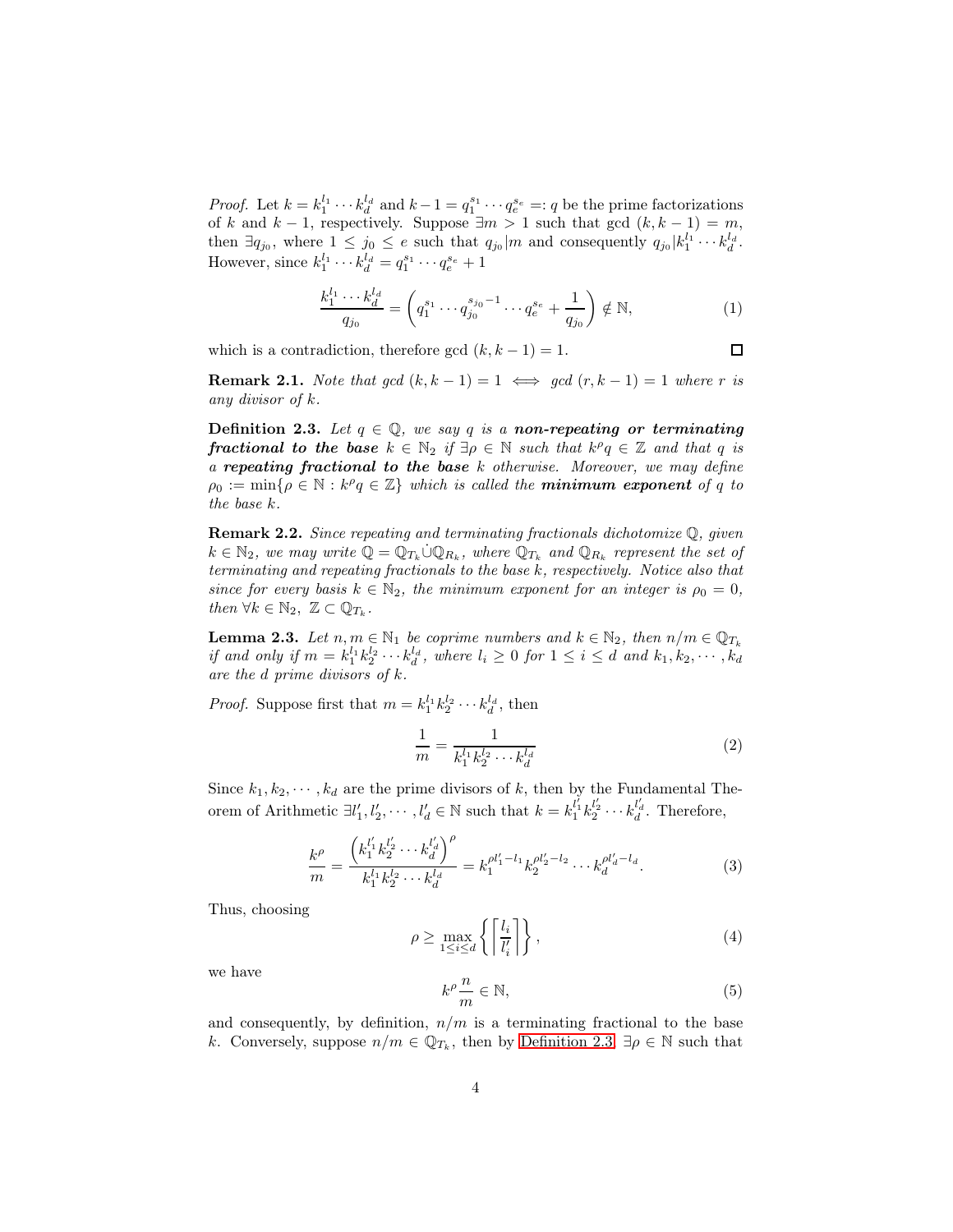*Proof.* Let $k = k_1^{l_1} \cdots k_d^{l_d}$ and $k-1 = q_1^{s_1} \cdots q_e^{s_e} =: q$ be the prime factorizations of $k$ and $k-1$, respectively. Suppose $\exists m > 1$ such that gcd $(k, k-1) = m$, then $\exists q_{j_0}$, where $1 \leq j_0 \leq e$ such that $q_{j_0} | m$ and consequently $q_{j_0} | k_1^{l_1} \cdots k_d^{l_d}$. However, since $k_1^{l_1} \cdots k_d^{l_d} = q_1^{s_1} \cdots q_e^{s_e} + 1$

$$\frac{k_1^{l_1} \cdots k_d^{l_d}}{q_{j_0}} = \left( q_1^{s_1} \cdots q_{j_0}^{s_{j_0}-1} \cdots q_e^{s_e} + \frac{1}{q_{j_0}} \right) \notin \mathbb{N}, \tag{1}$$

which is a contradiction, therefore gcd $(k, k-1) = 1$. $\square$

**Remark 2.1.** *Note that gcd $(k, k-1) = 1 \iff$ gcd $(r, k-1) = 1$ where $r$ is any divisor of $k$.*

**Definition 2.3.** *Let $q \in \mathbb{Q}$, we say $q$ is a **non-repeating or terminating fractional to the base** $k \in \mathbb{N}_2$ if $\exists \rho \in \mathbb{N}$ such that $k^\rho q \in \mathbb{Z}$ and that $q$ is a **repeating fractional to the base** $k$ otherwise. Moreover, we may define $\rho_0 := \min\{\rho \in \mathbb{N} : k^\rho q \in \mathbb{Z}\}$ which is called the **minimum exponent** of $q$ to the base $k$.*

**Remark 2.2.** *Since repeating and terminating fractionals dichotomize $\mathbb{Q}$, given $k \in \mathbb{N}_2$, we may write $\mathbb{Q} = \mathbb{Q}_{T_k} \dot{\cup} \mathbb{Q}_{R_k}$, where $\mathbb{Q}_{T_k}$ and $\mathbb{Q}_{R_k}$ represent the set of terminating and repeating fractionals to the base $k$, respectively. Notice also that since for every basis $k \in \mathbb{N}_2$, the minimum exponent for an integer is $\rho_0 = 0$, then $\forall k \in \mathbb{N}_2,\ \mathbb{Z} \subset \mathbb{Q}_{T_k}$.*

**Lemma 2.3.** *Let $n, m \in \mathbb{N}_1$ be coprime numbers and $k \in \mathbb{N}_2$, then $n/m \in \mathbb{Q}_{T_k}$ if and only if $m = k_1^{l_1} k_2^{l_2} \cdots k_d^{l_d}$, where $l_i \geq 0$ for $1 \leq i \leq d$ and $k_1, k_2, \cdots, k_d$ are the $d$ prime divisors of $k$.*

*Proof.* Suppose first that $m = k_1^{l_1} k_2^{l_2} \cdots k_d^{l_d}$, then

$$\frac{1}{m} = \frac{1}{k_1^{l_1} k_2^{l_2} \cdots k_d^{l_d}} \tag{2}$$

Since $k_1, k_2, \cdots, k_d$ are the prime divisors of $k$, then by the Fundamental Theorem of Arithmetic $\exists l'_1, l'_2, \cdots, l'_d \in \mathbb{N}$ such that $k = k_1^{l'_1} k_2^{l'_2} \cdots k_d^{l'_d}$. Therefore,

$$\frac{k^\rho}{m} = \frac{\left( k_1^{l'_1} k_2^{l'_2} \cdots k_d^{l'_d} \right)^\rho}{k_1^{l_1} k_2^{l_2} \cdots k_d^{l_d}} = k_1^{\rho l'_1 - l_1} k_2^{\rho l'_2 - l_2} \cdots k_d^{\rho l'_d - l_d}. \tag{3}$$

Thus, choosing

$$\rho \geq \max_{1 \leq i \leq d} \left\{ \left\lceil \frac{l_i}{l'_i} \right\rceil \right\}, \tag{4}$$

we have

$$k^\rho \frac{n}{m} \in \mathbb{N}, \tag{5}$$

and consequently, by definition, $n/m$ is a terminating fractional to the base $k$. Conversely, suppose $n/m \in \mathbb{Q}_{T_k}$, then by Definition 2.3, $\exists \rho \in \mathbb{N}$ such that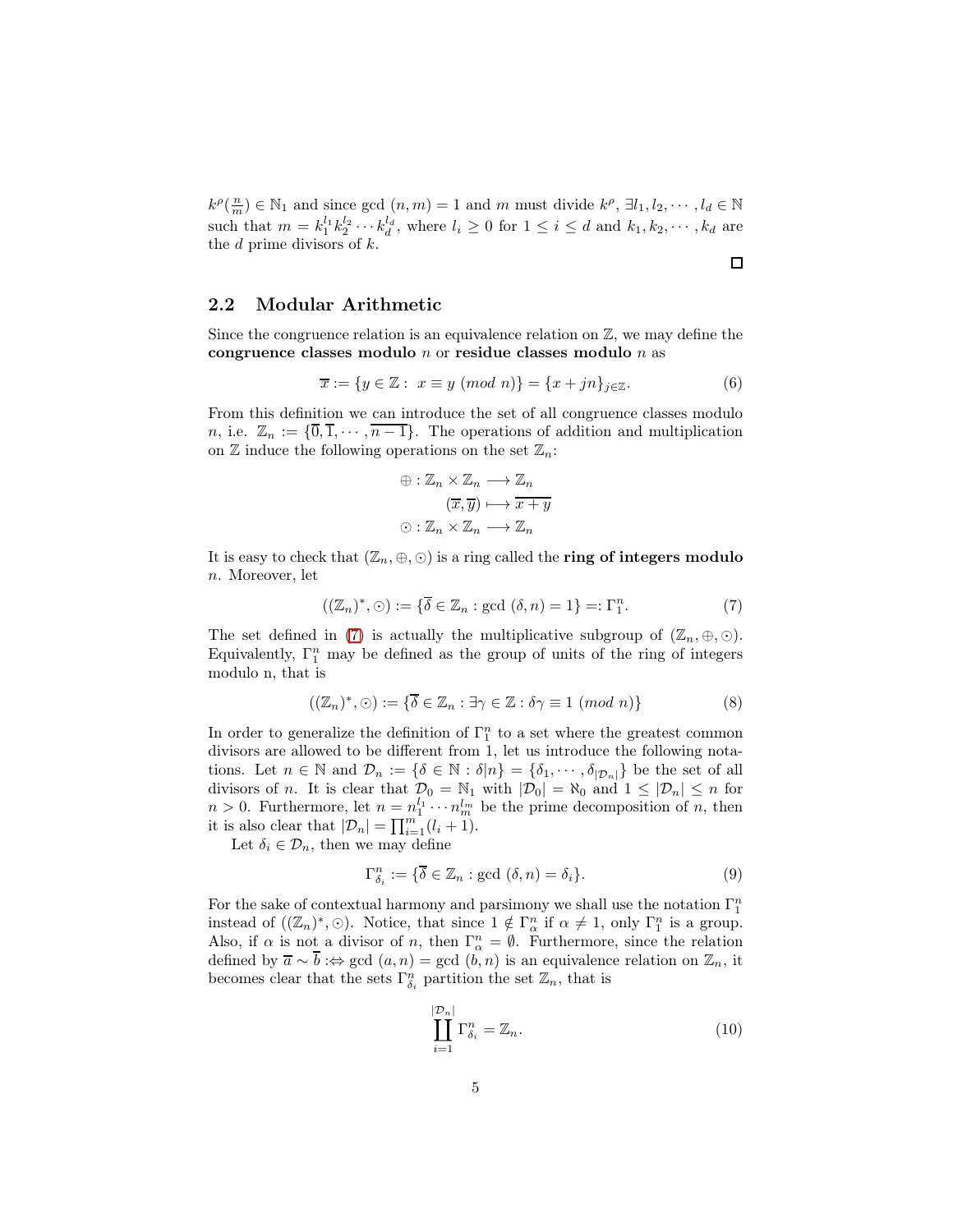$k^\rho(\frac{n}{m}) \in \mathbb{N}_1$ and since gcd $(n, m) = 1$ and $m$ must divide $k^\rho$, $\exists l_1, l_2, \cdots, l_d \in \mathbb{N}$ such that $m = k_1^{l_1} k_2^{l_2} \cdots k_d^{l_d}$, where $l_i \geq 0$ for $1 \leq i \leq d$ and $k_1, k_2, \cdots, k_d$ are the $d$ prime divisors of $k$.

□

## 2.2 Modular Arithmetic

Since the congruence relation is an equivalence relation on $\mathbb{Z}$, we may define the **congruence classes modulo** $n$ or **residue classes modulo** $n$ as

$$\overline{x} := \{y \in \mathbb{Z} : \ x \equiv y \ (mod \ n)\} = \{x + jn\}_{j \in \mathbb{Z}}. \tag{6}$$

From this definition we can introduce the set of all congruence classes modulo $n$, i.e. $\mathbb{Z}_n := \{\overline{0}, \overline{1}, \cdots, \overline{n-1}\}$. The operations of addition and multiplication on $\mathbb{Z}$ induce the following operations on the set $\mathbb{Z}_n$:

$$\begin{aligned} \oplus : \mathbb{Z}_n \times \mathbb{Z}_n &\longrightarrow \mathbb{Z}_n \\ (\overline{x}, \overline{y}) &\longmapsto \overline{x+y} \\ \odot : \mathbb{Z}_n \times \mathbb{Z}_n &\longrightarrow \mathbb{Z}_n \end{aligned}$$

It is easy to check that $(\mathbb{Z}_n, \oplus, \odot)$ is a ring called the **ring of integers modulo** $n$. Moreover, let

$$((\mathbb{Z}_n)^*, \odot) := \{\overline{\delta} \in \mathbb{Z}_n : \text{gcd } (\delta, n) = 1\} =: \Gamma_1^n. \tag{7}$$

The set defined in (7) is actually the multiplicative subgroup of $(\mathbb{Z}_n, \oplus, \odot)$. Equivalently, $\Gamma_1^n$ may be defined as the group of units of the ring of integers modulo n, that is

$$((\mathbb{Z}_n)^*, \odot) := \{\overline{\delta} \in \mathbb{Z}_n : \exists \gamma \in \mathbb{Z} : \delta\gamma \equiv 1 \ (mod \ n)\} \tag{8}$$

In order to generalize the definition of $\Gamma_1^n$ to a set where the greatest common divisors are allowed to be different from 1, let us introduce the following notations. Let $n \in \mathbb{N}$ and $\mathcal{D}_n := \{\delta \in \mathbb{N} : \delta | n\} = \{\delta_1, \cdots, \delta_{|\mathcal{D}_n|}\}$ be the set of all divisors of $n$. It is clear that $\mathcal{D}_0 = \mathbb{N}_1$ with $|\mathcal{D}_0| = \aleph_0$ and $1 \leq |\mathcal{D}_n| \leq n$ for $n > 0$. Furthermore, let $n = n_1^{l_1} \cdots n_m^{l_m}$ be the prime decomposition of $n$, then it is also clear that $|\mathcal{D}_n| = \prod_{i=1}^m (l_i + 1)$.

Let $\delta_i \in \mathcal{D}_n$, then we may define

$$\Gamma_{\delta_i}^n := \{\overline{\delta} \in \mathbb{Z}_n : \text{gcd } (\delta, n) = \delta_i\}. \tag{9}$$

For the sake of contextual harmony and parsimony we shall use the notation $\Gamma_1^n$ instead of $((\mathbb{Z}_n)^*, \odot)$. Notice, that since $1 \notin \Gamma_\alpha^n$ if $\alpha \neq 1$, only $\Gamma_1^n$ is a group. Also, if $\alpha$ is not a divisor of $n$, then $\Gamma_\alpha^n = \emptyset$. Furthermore, since the relation defined by $\overline{a} \sim \overline{b} :\Leftrightarrow \text{gcd } (a, n) = \text{gcd } (b, n)$ is an equivalence relation on $\mathbb{Z}_n$, it becomes clear that the sets $\Gamma_{\delta_i}^n$ partition the set $\mathbb{Z}_n$, that is

$$\coprod_{i=1}^{|\mathcal{D}_n|} \Gamma_{\delta_i}^n = \mathbb{Z}_n. \tag{10}$$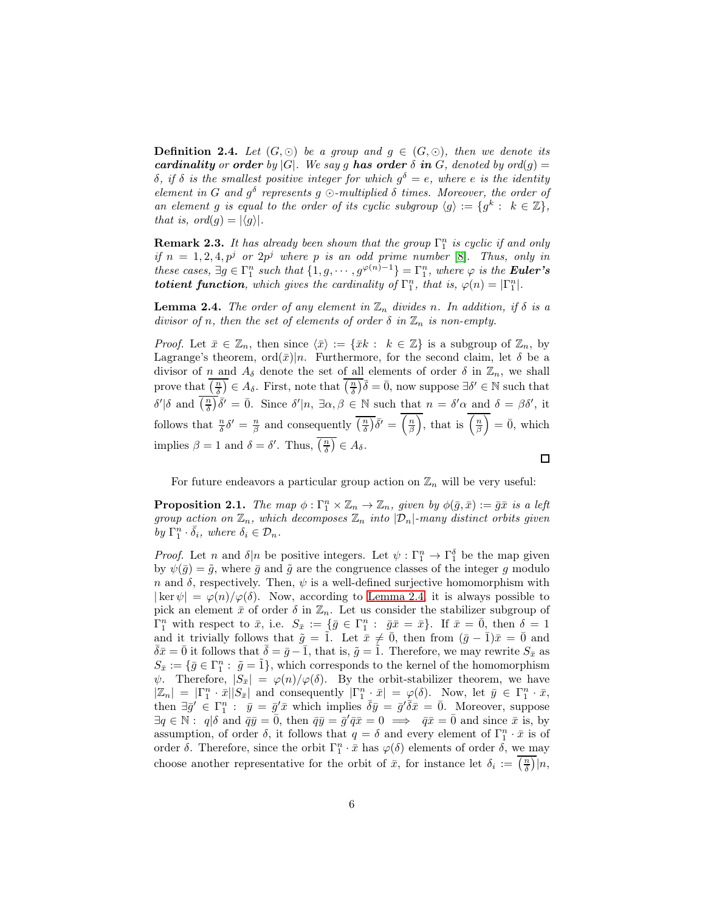**Definition 2.4.** *Let $(G, \odot)$ be a group and $g \in (G, \odot)$, then we denote its* ***cardinality*** *or* ***order*** *by $|G|$. We say $g$* ***has order*** *$\delta$* ***in*** *$G$, denoted by $ord(g) = \delta$, if $\delta$ is the smallest positive integer for which $g^\delta = e$, where $e$ is the identity element in $G$ and $g^\delta$ represents $g$ $\odot$-multiplied $\delta$ times. Moreover, the order of an element $g$ is equal to the order of its cyclic subgroup $\langle g\rangle := \{g^k : \ k \in \mathbb{Z}\}$, that is, $ord(g) = |\langle g\rangle|$.*

**Remark 2.3.** *It has already been shown that the group $\Gamma_1^n$ is cyclic if and only if $n = 1, 2, 4, p^j$ or $2p^j$ where $p$ is an odd prime number [8]. Thus, only in these cases, $\exists g \in \Gamma_1^n$ such that $\{1, g, \cdots, g^{\varphi(n)-1}\} = \Gamma_1^n$, where $\varphi$ is the* ***Euler's totient function****, which gives the cardinality of $\Gamma_1^n$, that is, $\varphi(n) = |\Gamma_1^n|$.*

**Lemma 2.4.** *The order of any element in $\mathbb{Z}_n$ divides $n$. In addition, if $\delta$ is a divisor of $n$, then the set of elements of order $\delta$ in $\mathbb{Z}_n$ is non-empty.*

*Proof.* Let $\bar{x} \in \mathbb{Z}_n$, then since $\langle\bar{x}\rangle := \{\bar{x}k : \ k \in \mathbb{Z}\}$ is a subgroup of $\mathbb{Z}_n$, by Lagrange's theorem, $\text{ord}(\bar{x})|n$. Furthermore, for the second claim, let $\delta$ be a divisor of $n$ and $A_\delta$ denote the set of all elements of order $\delta$ in $\mathbb{Z}_n$, we shall prove that $\overline{\left(\frac{n}{\delta}\right)} \in A_\delta$. First, note that $\overline{\left(\frac{n}{\delta}\right)}\bar{\delta} = \bar{0}$, now suppose $\exists\delta' \in \mathbb{N}$ such that $\delta'|\delta$ and $\overline{\left(\frac{n}{\delta}\right)}\bar{\delta}' = \bar{0}$. Since $\delta'|n$, $\exists\alpha, \beta \in \mathbb{N}$ such that $n = \delta'\alpha$ and $\delta = \beta\delta'$, it follows that $\frac{n}{\delta}\delta' = \frac{n}{\beta}$ and consequently $\overline{\left(\frac{n}{\delta}\right)}\bar{\delta}' = \overline{\left(\frac{n}{\beta}\right)}$, that is $\overline{\left(\frac{n}{\beta}\right)} = \bar{0}$, which implies $\beta = 1$ and $\delta = \delta'$. Thus, $\overline{\left(\frac{n}{\delta}\right)} \in A_\delta$. $\square$

For future endeavors a particular group action on $\mathbb{Z}_n$ will be very useful:

**Proposition 2.1.** *The map $\phi : \Gamma_1^n \times \mathbb{Z}_n \to \mathbb{Z}_n$, given by $\phi(\bar{g}, \bar{x}) := \bar{g}\bar{x}$ is a left group action on $\mathbb{Z}_n$, which decomposes $\mathbb{Z}_n$ into $|\mathcal{D}_n|$-many distinct orbits given by $\Gamma_1^n \cdot \bar{\delta}_i$, where $\delta_i \in \mathcal{D}_n$.*

*Proof.* Let $n$ and $\delta|n$ be positive integers. Let $\psi : \Gamma_1^n \to \Gamma_1^\delta$ be the map given by $\psi(\bar{g}) = \tilde{g}$, where $\bar{g}$ and $\tilde{g}$ are the congruence classes of the integer $g$ modulo $n$ and $\delta$, respectively. Then, $\psi$ is a well-defined surjective homomorphism with $|\ker\psi| = \varphi(n)/\varphi(\delta)$. Now, according to Lemma 2.4, it is always possible to pick an element $\bar{x}$ of order $\delta$ in $\mathbb{Z}_n$. Let us consider the stabilizer subgroup of $\Gamma_1^n$ with respect to $\bar{x}$, i.e. $S_{\bar{x}} := \{\bar{g} \in \Gamma_1^n : \ \bar{g}\bar{x} = \bar{x}\}$. If $\bar{x} = \bar{0}$, then $\delta = 1$ and it trivially follows that $\tilde{g} = \tilde{1}$. Let $\bar{x} \neq \bar{0}$, then from $(\bar{g} - \bar{1})\bar{x} = \bar{0}$ and $\bar{\delta}\bar{x} = \bar{0}$ it follows that $\bar{\delta} = \bar{g} - \bar{1}$, that is, $\tilde{g} = \tilde{1}$. Therefore, we may rewrite $S_{\bar{x}}$ as $S_{\bar{x}} := \{\bar{g} \in \Gamma_1^n : \ \tilde{g} = \tilde{1}\}$, which corresponds to the kernel of the homomorphism $\psi$. Therefore, $|S_{\bar{x}}| = \varphi(n)/\varphi(\delta)$. By the orbit-stabilizer theorem, we have $|\mathbb{Z}_n| = |\Gamma_1^n \cdot \bar{x}||S_{\bar{x}}|$ and consequently $|\Gamma_1^n \cdot \bar{x}| = \varphi(\delta)$. Now, let $\bar{y} \in \Gamma_1^n \cdot \bar{x}$, then $\exists\bar{g}' \in \Gamma_1^n : \ \bar{y} = \bar{g}'\bar{x}$ which implies $\bar{\delta}\bar{y} = \bar{g}'\bar{\delta}\bar{x} = \bar{0}$. Moreover, suppose $\exists q \in \mathbb{N} : \ q|\delta$ and $\bar{q}\bar{y} = \bar{0}$, then $\bar{q}\bar{y} = \bar{g}'\bar{q}\bar{x} = 0 \implies \bar{q}\bar{x} = \bar{0}$ and since $\bar{x}$ is, by assumption, of order $\delta$, it follows that $q = \delta$ and every element of $\Gamma_1^n \cdot \bar{x}$ is of order $\delta$. Therefore, since the orbit $\Gamma_1^n \cdot \bar{x}$ has $\varphi(\delta)$ elements of order $\delta$, we may choose another representative for the orbit of $\bar{x}$, for instance let $\delta_i := \overline{\left(\frac{n}{\delta}\right)}|n$,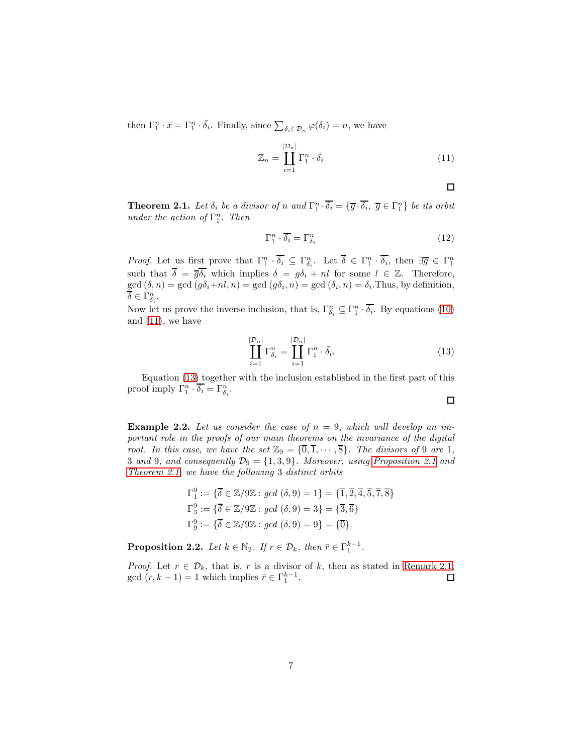then $\Gamma_1^n \cdot \bar{x} = \Gamma_1^n \cdot \bar{\delta}_i$. Finally, since $\sum_{\delta_i \in \mathcal{D}_n} \varphi(\delta_i) = n$, we have

$$\mathbb{Z}_n = \coprod_{i=1}^{|\mathcal{D}_n|} \Gamma_1^n \cdot \bar{\delta}_i \tag{11}$$

□

**Theorem 2.1.** *Let $\delta_i$ be a divisor of $n$ and $\Gamma_1^n \cdot \overline{\delta_i} = \{\overline{g} \cdot \overline{\delta_i},\ \overline{g} \in \Gamma_1^n\}$ be its orbit under the action of $\Gamma_1^n$. Then*

$$\Gamma_1^n \cdot \overline{\delta_i} = \Gamma_{\delta_i}^n \tag{12}$$

*Proof.* Let us first prove that $\Gamma_1^n \cdot \overline{\delta_i} \subseteq \Gamma_{\delta_i}^n$. Let $\overline{\delta} \in \Gamma_1^n \cdot \overline{\delta_i}$, then $\exists \overline{g} \in \Gamma_1^n$ such that $\overline{\delta} = \overline{g}\overline{\delta_i}$ which implies $\delta = g\delta_i + nl$ for some $l \in \mathbb{Z}$. Therefore, $\gcd(\delta, n) = \gcd(g\delta_i + nl, n) = \gcd(g\delta_i, n) = \gcd(\delta_i, n) = \delta_i$. Thus, by definition, $\overline{\delta} \in \Gamma_{\delta_i}^n$.
Now let us prove the inverse inclusion, that is, $\Gamma_{\delta_i}^n \subseteq \Gamma_1^n \cdot \overline{\delta_i}$. By equations (10) and (11), we have

$$\coprod_{i=1}^{|\mathcal{D}_n|} \Gamma_{\delta_i}^n = \coprod_{i=1}^{|\mathcal{D}_n|} \Gamma_1^n \cdot \bar{\delta}_i. \tag{13}$$

Equation (13) together with the inclusion established in the first part of this proof imply $\Gamma_1^n \cdot \overline{\delta_i} = \Gamma_{\delta_i}^n$.

□

**Example 2.2.** *Let us consider the case of $n = 9$, which will develop an important role in the proofs of our main theorems on the invariance of the digital root. In this case, we have the set $\mathbb{Z}_9 = \{\overline{0}, \overline{1}, \cdots, \overline{8}\}$. The divisors of 9 are 1, 3 and 9, and consequently $\mathcal{D}_9 = \{1, 3, 9\}$. Moreover, using Proposition 2.1 and Theorem 2.1, we have the following 3 distinct orbits*

$$\Gamma_1^9 := \{\overline{\delta} \in \mathbb{Z}/9\mathbb{Z} : gcd\,(\delta, 9) = 1\} = \{\overline{1}, \overline{2}, \overline{4}, \overline{5}, \overline{7}, \overline{8}\}$$
$$\Gamma_3^9 := \{\overline{\delta} \in \mathbb{Z}/9\mathbb{Z} : gcd\,(\delta, 9) = 3\} = \{\overline{3}, \overline{6}\}$$
$$\Gamma_9^9 := \{\overline{\delta} \in \mathbb{Z}/9\mathbb{Z} : gcd\,(\delta, 9) = 9\} = \{\overline{0}\}.$$

**Proposition 2.2.** *Let $k \in \mathbb{N}_2$. If $r \in \mathcal{D}_k$, then $\bar{r} \in \Gamma_1^{k-1}$.*

*Proof.* Let $r \in \mathcal{D}_k$, that is, $r$ is a divisor of $k$, then as stated in Remark 2.1, $\gcd(r, k-1) = 1$ which implies $\bar{r} \in \Gamma_1^{k-1}$. □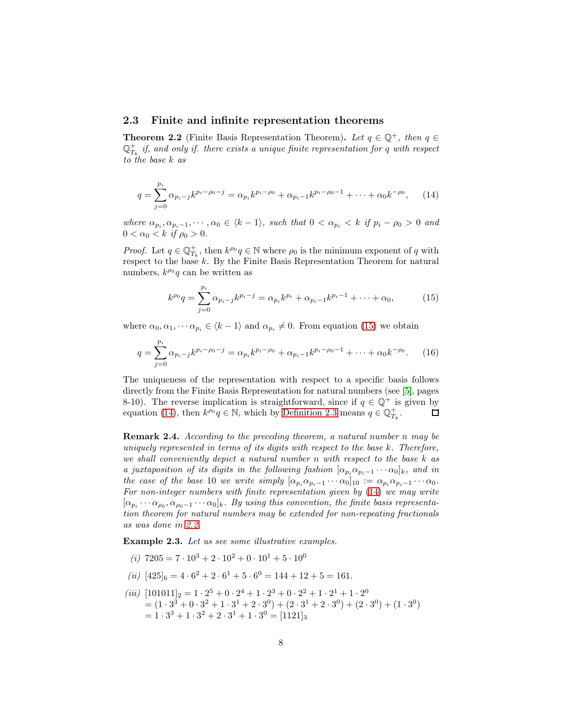### 2.3 Finite and infinite representation theorems

**Theorem 2.2** (Finite Basis Representation Theorem)**.** *Let $q \in \mathbb{Q}^+$, then $q \in \mathbb{Q}^+_{T_k}$ if, and only if. there exists a unique finite representation for $q$ with respect to the base $k$ as*

$$q = \sum_{j=0}^{p_i} \alpha_{p_i - j} k^{p_i - \rho_0 - j} = \alpha_{p_i} k^{p_i - \rho_0} + \alpha_{p_i - 1} k^{p_i - \rho_0 - 1} + \cdots + \alpha_0 k^{-\rho_0}, \quad (14)$$

*where $\alpha_{p_i}, \alpha_{p_i-1}, \cdots, \alpha_0 \in \langle k-1 \rangle$, such that $0 < \alpha_{p_i} < k$ if $p_i - \rho_0 > 0$ and $0 < \alpha_0 < k$ if $\rho_0 > 0$.*

*Proof.* Let $q \in \mathbb{Q}^+_{T_k}$, then $k^{\rho_0} q \in \mathbb{N}$ where $\rho_0$ is the minimum exponent of $q$ with respect to the base $k$. By the Finite Basis Representation Theorem for natural numbers, $k^{\rho_0} q$ can be written as

$$k^{\rho_0} q = \sum_{j=0}^{p_i} \alpha_{p_i - j} k^{p_i - j} = \alpha_{p_i} k^{p_i} + \alpha_{p_i - 1} k^{p_i - 1} + \cdots + \alpha_0, \quad (15)$$

where $\alpha_0, \alpha_1, \cdots \alpha_{p_i} \in \langle k-1 \rangle$ and $\alpha_{p_i} \neq 0$. From equation (15) we obtain

$$q = \sum_{j=0}^{p_i} \alpha_{p_i - j} k^{p_i - \rho_0 - j} = \alpha_{p_i} k^{p_i - \rho_0} + \alpha_{p_i - 1} k^{p_i - \rho_0 - 1} + \cdots + \alpha_0 k^{-\rho_0}. \quad (16)$$

The uniqueness of the representation with respect to a specific basis follows directly from the Finite Basis Representation for natural numbers (see [5], pages 8-10). The reverse implication is straightforward, since if $q \in \mathbb{Q}^+$ is given by equation (14), then $k^{\rho_0} q \in \mathbb{N}$, which by Definition 2.3 means $q \in \mathbb{Q}^+_{T_k}$. □

**Remark 2.4.** *According to the preceding theorem, a natural number $n$ may be uniquely represented in terms of its digits with respect to the base $k$. Therefore, we shall conveniently depict a natural number $n$ with respect to the base $k$ as a juxtaposition of its digits in the following fashion $[\alpha_{p_i} \alpha_{p_i - 1} \cdots \alpha_0]_k$, and in the case of the base 10 we write simply $[\alpha_{p_i} \alpha_{p_i - 1} \cdots \alpha_0]_{10} := \alpha_{p_i} \alpha_{p_i - 1} \cdots \alpha_0$. For non-integer numbers with finite representation given by (14) we may write $[\alpha_{p_i} \cdots \alpha_{\rho_0}, \alpha_{\rho_0 - 1} \cdots \alpha_0]_k$. By using this convention, the finite basis representation theorem for natural numbers may be extended for non-repeating fractionals as was done in 2.2.*

**Example 2.3.** *Let us see some illustrative examples.*

*(i)* $7205 = 7 \cdot 10^3 + 2 \cdot 10^2 + 0 \cdot 10^1 + 5 \cdot 10^0$

*(ii)* $[425]_6 = 4 \cdot 6^2 + 2 \cdot 6^1 + 5 \cdot 6^0 = 144 + 12 + 5 = 161.$

*(iii)* $[101011]_2 = 1 \cdot 2^5 + 0 \cdot 2^4 + 1 \cdot 2^3 + 0 \cdot 2^2 + 1 \cdot 2^1 + 1 \cdot 2^0$
$= (1 \cdot 3^3 + 0 \cdot 3^2 + 1 \cdot 3^1 + 2 \cdot 3^0) + (2 \cdot 3^1 + 2 \cdot 3^0) + (2 \cdot 3^0) + (1 \cdot 3^0)$
$= 1 \cdot 3^3 + 1 \cdot 3^2 + 2 \cdot 3^1 + 1 \cdot 3^0 = [1121]_3$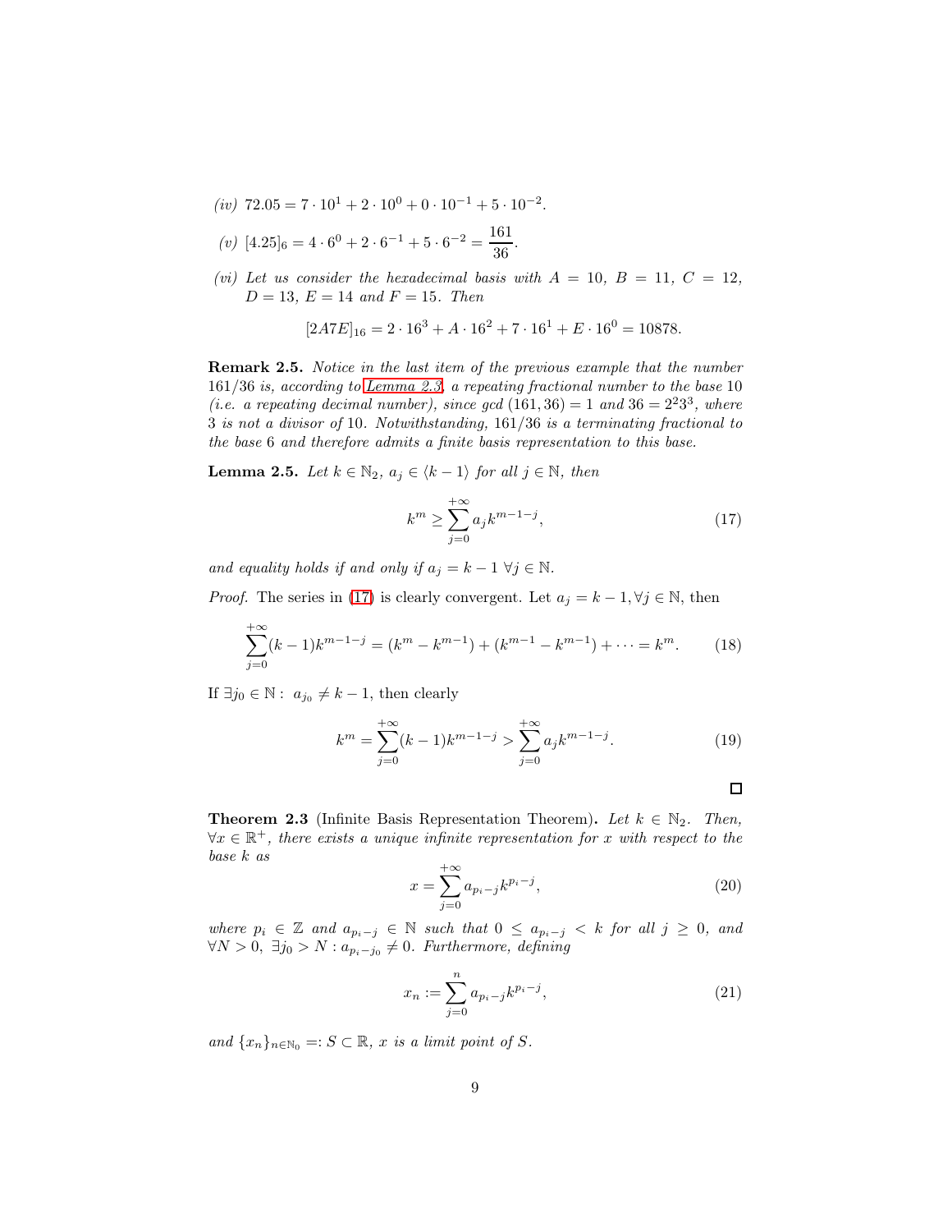*(iv)* $72.05 = 7 \cdot 10^1 + 2 \cdot 10^0 + 0 \cdot 10^{-1} + 5 \cdot 10^{-2}$.

*(v)* $[4.25]_6 = 4 \cdot 6^0 + 2 \cdot 6^{-1} + 5 \cdot 6^{-2} = \dfrac{161}{36}$.

*(vi) Let us consider the hexadecimal basis with* $A = 10$, $B = 11$, $C = 12$, $D = 13$, $E = 14$ *and* $F = 15$. *Then*

$$[2A7E]_{16} = 2 \cdot 16^3 + A \cdot 16^2 + 7 \cdot 16^1 + E \cdot 16^0 = 10878.$$

**Remark 2.5.** *Notice in the last item of the previous example that the number* $161/36$ *is, according to Lemma 2.3, a repeating fractional number to the base* $10$ *(i.e. a repeating decimal number), since* $\gcd(161, 36) = 1$ *and* $36 = 2^2 3^3$, *where* $3$ *is not a divisor of* $10$. *Notwithstanding,* $161/36$ *is a terminating fractional to the base* $6$ *and therefore admits a finite basis representation to this base.*

**Lemma 2.5.** *Let* $k \in \mathbb{N}_2$, $a_j \in \langle k-1 \rangle$ *for all* $j \in \mathbb{N}$, *then*

$$k^m \geq \sum_{j=0}^{+\infty} a_j k^{m-1-j}, \tag{17}$$

*and equality holds if and only if* $a_j = k - 1 \ \forall j \in \mathbb{N}$.

*Proof.* The series in (17) is clearly convergent. Let $a_j = k-1, \forall j \in \mathbb{N}$, then

$$\sum_{j=0}^{+\infty} (k-1) k^{m-1-j} = (k^m - k^{m-1}) + (k^{m-1} - k^{m-1}) + \cdots = k^m. \tag{18}$$

If $\exists j_0 \in \mathbb{N} : \ a_{j_0} \neq k-1$, then clearly

$$k^m = \sum_{j=0}^{+\infty} (k-1) k^{m-1-j} > \sum_{j=0}^{+\infty} a_j k^{m-1-j}. \tag{19}$$

$\square$

**Theorem 2.3** (Infinite Basis Representation Theorem)**.** *Let* $k \in \mathbb{N}_2$. *Then,* $\forall x \in \mathbb{R}^+$, *there exists a unique infinite representation for* $x$ *with respect to the base* $k$ *as*

$$x = \sum_{j=0}^{+\infty} a_{p_i - j} k^{p_i - j}, \tag{20}$$

*where* $p_i \in \mathbb{Z}$ *and* $a_{p_i - j} \in \mathbb{N}$ *such that* $0 \leq a_{p_i - j} < k$ *for all* $j \geq 0$, *and* $\forall N > 0, \ \exists j_0 > N : a_{p_i - j_0} \neq 0$. *Furthermore, defining*

$$x_n := \sum_{j=0}^{n} a_{p_i - j} k^{p_i - j}, \tag{21}$$

*and* $\{x_n\}_{n \in \mathbb{N}_0} =: S \subset \mathbb{R}$, $x$ *is a limit point of* $S$.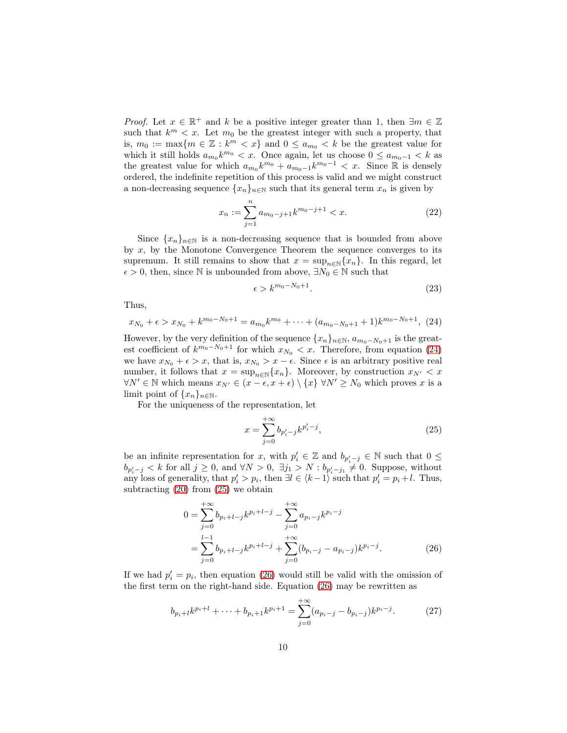*Proof.* Let $x \in \mathbb{R}^+$ and $k$ be a positive integer greater than 1, then $\exists m \in \mathbb{Z}$ such that $k^m < x$. Let $m_0$ be the greatest integer with such a property, that is, $m_0 := \max\{m \in \mathbb{Z} : k^m < x\}$ and $0 \leq a_{m_0} < k$ be the greatest value for which it still holds $a_{m_0} k^{m_0} < x$. Once again, let us choose $0 \leq a_{m_0-1} < k$ as the greatest value for which $a_{m_0} k^{m_0} + a_{m_0-1} k^{m_0-1} < x$. Since $\mathbb{R}$ is densely ordered, the indefinite repetition of this process is valid and we might construct a non-decreasing sequence $\{x_n\}_{n\in\mathbb{N}}$ such that its general term $x_n$ is given by

$$x_n := \sum_{j=1}^{n} a_{m_0-j+1} k^{m_0-j+1} < x. \tag{22}$$

Since $\{x_n\}_{n\in\mathbb{N}}$ is a non-decreasing sequence that is bounded from above by $x$, by the Monotone Convergence Theorem the sequence converges to its supremum. It still remains to show that $x = \sup_{n\in\mathbb{N}}\{x_n\}$. In this regard, let $\epsilon > 0$, then, since $\mathbb{N}$ is unbounded from above, $\exists N_0 \in \mathbb{N}$ such that

$$\epsilon > k^{m_0-N_0+1}. \tag{23}$$

Thus,

$$x_{N_0} + \epsilon > x_{N_0} + k^{m_0-N_0+1} = a_{m_0} k^{m_0} + \cdots + (a_{m_0-N_0+1} + 1) k^{m_0-N_0+1}, \tag{24}$$

However, by the very definition of the sequence $\{x_n\}_{n\in\mathbb{N}}$, $a_{m_0-N_0+1}$ is the greatest coefficient of $k^{m_0-N_0+1}$ for which $x_{N_0} < x$. Therefore, from equation (24) we have $x_{N_0} + \epsilon > x$, that is, $x_{N_0} > x - \epsilon$. Since $\epsilon$ is an arbitrary positive real number, it follows that $x = \sup_{n\in\mathbb{N}}\{x_n\}$. Moreover, by construction $x_{N'} < x$ $\forall N' \in \mathbb{N}$ which means $x_{N'} \in (x-\epsilon, x+\epsilon) \setminus \{x\}$ $\forall N' \geq N_0$ which proves $x$ is a limit point of $\{x_n\}_{n\in\mathbb{N}}$.

For the uniqueness of the representation, let

$$x = \sum_{j=0}^{+\infty} b_{p'_i-j} k^{p'_i-j}, \tag{25}$$

be an infinite representation for $x$, with $p'_i \in \mathbb{Z}$ and $b_{p'_i-j} \in \mathbb{N}$ such that $0 \leq b_{p'_i-j} < k$ for all $j \geq 0$, and $\forall N > 0,\ \exists j_1 > N : b_{p'_i-j_1} \neq 0$. Suppose, without any loss of generality, that $p'_i > p_i$, then $\exists l \in \langle k-1 \rangle$ such that $p'_i = p_i + l$. Thus, subtracting (20) from (25) we obtain

$$\begin{aligned} 0 &= \sum_{j=0}^{+\infty} b_{p_i+l-j} k^{p_i+l-j} - \sum_{j=0}^{+\infty} a_{p_i-j} k^{p_i-j} \\ &= \sum_{j=0}^{l-1} b_{p_i+l-j} k^{p_i+l-j} + \sum_{j=0}^{+\infty} (b_{p_i-j} - a_{p_i-j}) k^{p_i-j}. \end{aligned} \tag{26}$$

If we had $p'_i = p_i$, then equation (26) would still be valid with the omission of the first term on the right-hand side. Equation (26) may be rewritten as

$$b_{p_i+l} k^{p_i+l} + \cdots + b_{p_i+1} k^{p_i+1} = \sum_{j=0}^{+\infty} (a_{p_i-j} - b_{p_i-j}) k^{p_i-j}. \tag{27}$$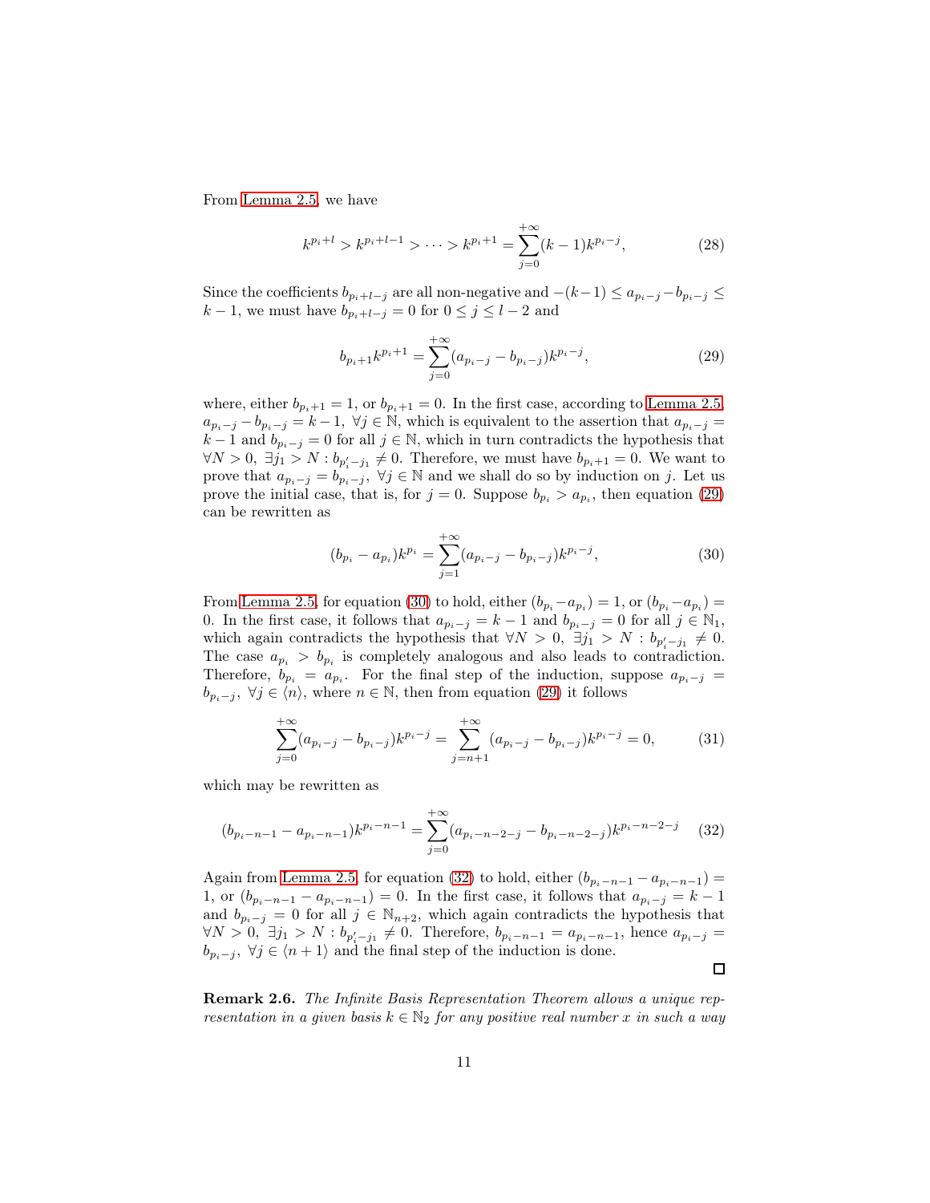From Lemma 2.5, we have

$$k^{p_i+l} > k^{p_i+l-1} > \cdots > k^{p_i+1} = \sum_{j=0}^{+\infty}(k-1)k^{p_i-j}, \tag{28}$$

Since the coefficients $b_{p_i+l-j}$ are all non-negative and $-(k-1) \leq a_{p_i-j} - b_{p_i-j} \leq k-1$, we must have $b_{p_i+l-j} = 0$ for $0 \leq j \leq l-2$ and

$$b_{p_i+1}k^{p_i+1} = \sum_{j=0}^{+\infty}(a_{p_i-j} - b_{p_i-j})k^{p_i-j}, \tag{29}$$

where, either $b_{p_i+1} = 1$, or $b_{p_i+1} = 0$. In the first case, according to Lemma 2.5, $a_{p_i-j} - b_{p_i-j} = k-1$, $\forall j \in \mathbb{N}$, which is equivalent to the assertion that $a_{p_i-j} = k-1$ and $b_{p_i-j} = 0$ for all $j \in \mathbb{N}$, which in turn contradicts the hypothesis that $\forall N > 0$, $\exists j_1 > N : b_{p_i'-j_1} \neq 0$. Therefore, we must have $b_{p_i+1} = 0$. We want to prove that $a_{p_i-j} = b_{p_i-j}$, $\forall j \in \mathbb{N}$ and we shall do so by induction on $j$. Let us prove the initial case, that is, for $j = 0$. Suppose $b_{p_i} > a_{p_i}$, then equation (29) can be rewritten as

$$(b_{p_i} - a_{p_i})k^{p_i} = \sum_{j=1}^{+\infty}(a_{p_i-j} - b_{p_i-j})k^{p_i-j}, \tag{30}$$

From Lemma 2.5, for equation (30) to hold, either $(b_{p_i} - a_{p_i}) = 1$, or $(b_{p_i} - a_{p_i}) = 0$. In the first case, it follows that $a_{p_i-j} = k-1$ and $b_{p_i-j} = 0$ for all $j \in \mathbb{N}_1$, which again contradicts the hypothesis that $\forall N > 0$, $\exists j_1 > N : b_{p_i'-j_1} \neq 0$. The case $a_{p_i} > b_{p_i}$ is completely analogous and also leads to contradiction. Therefore, $b_{p_i} = a_{p_i}$. For the final step of the induction, suppose $a_{p_i-j} = b_{p_i-j}$, $\forall j \in \langle n \rangle$, where $n \in \mathbb{N}$, then from equation (29) it follows

$$\sum_{j=0}^{+\infty}(a_{p_i-j} - b_{p_i-j})k^{p_i-j} = \sum_{j=n+1}^{+\infty}(a_{p_i-j} - b_{p_i-j})k^{p_i-j} = 0, \tag{31}$$

which may be rewritten as

$$(b_{p_i-n-1} - a_{p_i-n-1})k^{p_i-n-1} = \sum_{j=0}^{+\infty}(a_{p_i-n-2-j} - b_{p_i-n-2-j})k^{p_i-n-2-j} \tag{32}$$

Again from Lemma 2.5, for equation (32) to hold, either $(b_{p_i-n-1} - a_{p_i-n-1}) = 1$, or $(b_{p_i-n-1} - a_{p_i-n-1}) = 0$. In the first case, it follows that $a_{p_i-j} = k-1$ and $b_{p_i-j} = 0$ for all $j \in \mathbb{N}_{n+2}$, which again contradicts the hypothesis that $\forall N > 0$, $\exists j_1 > N : b_{p_i'-j_1} \neq 0$. Therefore, $b_{p_i-n-1} = a_{p_i-n-1}$, hence $a_{p_i-j} = b_{p_i-j}$, $\forall j \in \langle n+1 \rangle$ and the final step of the induction is done.

∎

**Remark 2.6.** *The Infinite Basis Representation Theorem allows a unique representation in a given basis $k \in \mathbb{N}_2$ for any positive real number $x$ in such a way*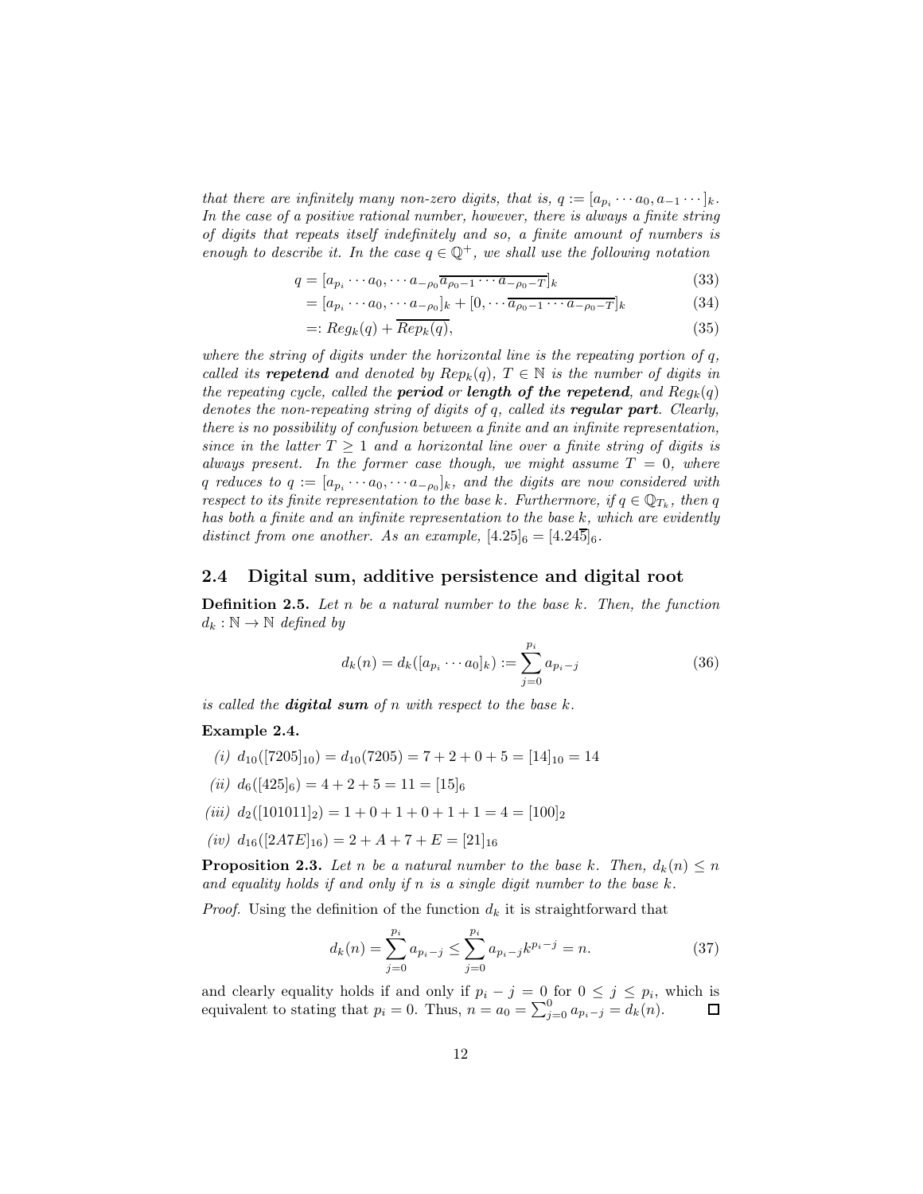*that there are infinitely many non-zero digits, that is, $q := [a_{p_i} \cdots a_0, a_{-1} \cdots]_k$. In the case of a positive rational number, however, there is always a finite string of digits that repeats itself indefinitely and so, a finite amount of numbers is enough to describe it. In the case $q \in \mathbb{Q}^+$, we shall use the following notation*

$$
\begin{aligned}
q &= [a_{p_i} \cdots a_0, \cdots a_{-\rho_0} \overline{a_{\rho_0 - 1} \cdots a_{-\rho_0 - T}}]_k && (33)\\
&= [a_{p_i} \cdots a_0, \cdots a_{-\rho_0}]_k + [0, \cdots \overline{a_{\rho_0 - 1} \cdots a_{-\rho_0 - T}}]_k && (34)\\
&=: Reg_k(q) + \overline{Rep_k(q)}, && (35)
\end{aligned}
$$

*where the string of digits under the horizontal line is the repeating portion of $q$, called its **repetend** and denoted by $Rep_k(q)$, $T \in \mathbb{N}$ is the number of digits in the repeating cycle, called the **period** or **length of the repetend**, and $Reg_k(q)$ denotes the non-repeating string of digits of $q$, called its **regular part**. Clearly, there is no possibility of confusion between a finite and an infinite representation, since in the latter $T \geq 1$ and a horizontal line over a finite string of digits is always present. In the former case though, we might assume $T = 0$, where $q$ reduces to $q := [a_{p_i} \cdots a_0, \cdots a_{-\rho_0}]_k$, and the digits are now considered with respect to its finite representation to the base $k$. Furthermore, if $q \in \mathbb{Q}_{T_k}$, then $q$ has both a finite and an infinite representation to the base $k$, which are evidently distinct from one another. As an example, $[4.25]_6 = [4.24\overline{5}]_6$.*

## 2.4 Digital sum, additive persistence and digital root

**Definition 2.5.** *Let $n$ be a natural number to the base $k$. Then, the function $d_k : \mathbb{N} \to \mathbb{N}$ defined by*

$$
d_k(n) = d_k([a_{p_i} \cdots a_0]_k) := \sum_{j=0}^{p_i} a_{p_i - j} \tag{36}
$$

*is called the **digital sum** of $n$ with respect to the base $k$.*

**Example 2.4.**

*(i)* $d_{10}([7205]_{10}) = d_{10}(7205) = 7 + 2 + 0 + 5 = [14]_{10} = 14$

*(ii)* $d_6([425]_6) = 4 + 2 + 5 = 11 = [15]_6$

*(iii)* $d_2([101011]_2) = 1 + 0 + 1 + 0 + 1 + 1 = 4 = [100]_2$

*(iv)* $d_{16}([2A7E]_{16}) = 2 + A + 7 + E = [21]_{16}$

**Proposition 2.3.** *Let $n$ be a natural number to the base $k$. Then, $d_k(n) \leq n$ and equality holds if and only if $n$ is a single digit number to the base $k$.*

*Proof.* Using the definition of the function $d_k$ it is straightforward that

$$
d_k(n) = \sum_{j=0}^{p_i} a_{p_i - j} \leq \sum_{j=0}^{p_i} a_{p_i - j} k^{p_i - j} = n. \tag{37}
$$

and clearly equality holds if and only if $p_i - j = 0$ for $0 \leq j \leq p_i$, which is equivalent to stating that $p_i = 0$. Thus, $n = a_0 = \sum_{j=0}^{0} a_{p_i - j} = d_k(n)$. □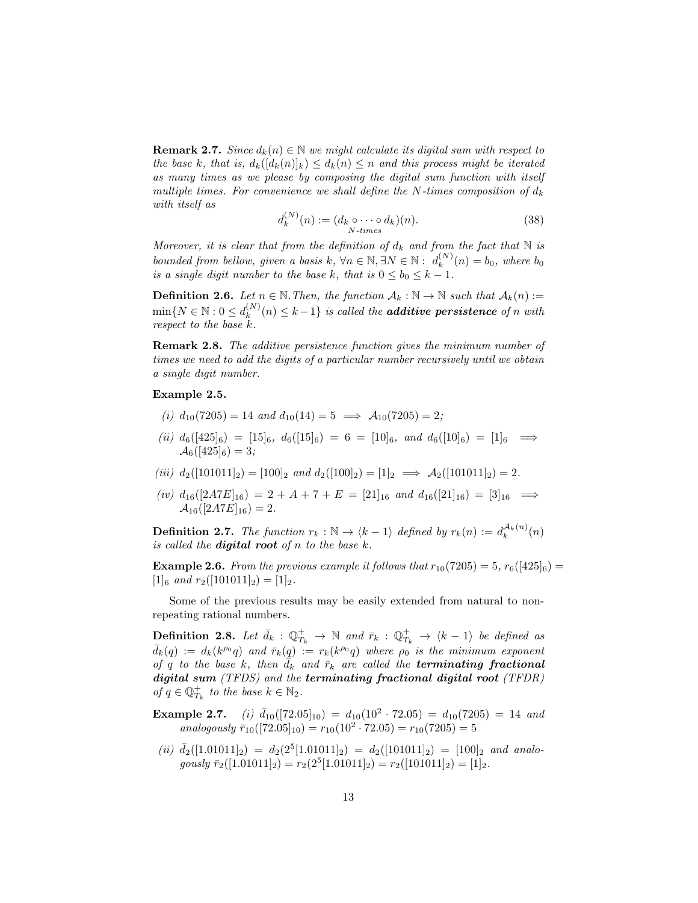**Remark 2.7.** *Since $d_k(n) \in \mathbb{N}$ we might calculate its digital sum with respect to the base $k$, that is, $d_k([d_k(n)]_k) \leq d_k(n) \leq n$ and this process might be iterated as many times as we please by composing the digital sum function with itself multiple times. For convenience we shall define the $N$-times composition of $d_k$ with itself as*

$$d_k^{(N)}(n) := (\underbrace{d_k \circ \cdots \circ d_k}_{N\text{-times}})(n). \tag{38}$$

*Moreover, it is clear that from the definition of $d_k$ and from the fact that $\mathbb{N}$ is bounded from bellow, given a basis $k$, $\forall n \in \mathbb{N}, \exists N \in \mathbb{N} :\ d_k^{(N)}(n) = b_0$, where $b_0$ is a single digit number to the base $k$, that is $0 \leq b_0 \leq k-1$.*

**Definition 2.6.** *Let $n \in \mathbb{N}$. Then, the function $\mathcal{A}_k : \mathbb{N} \to \mathbb{N}$ such that $\mathcal{A}_k(n) := \min\{N \in \mathbb{N} : 0 \leq d_k^{(N)}(n) \leq k-1\}$ is called the* ***additive persistence*** *of $n$ with respect to the base $k$.*

**Remark 2.8.** *The additive persistence function gives the minimum number of times we need to add the digits of a particular number recursively until we obtain a single digit number.*

**Example 2.5.**

*(i)* $d_{10}(7205) = 14$ *and* $d_{10}(14) = 5 \implies \mathcal{A}_{10}(7205) = 2$*;*

*(ii)* $d_6([425]_6) = [15]_6$, $d_6([15]_6) = 6 = [10]_6$, *and* $d_6([10]_6) = [1]_6 \implies \mathcal{A}_6([425]_6) = 3$*;*

*(iii)* $d_2([101011]_2) = [100]_2$ *and* $d_2([100]_2) = [1]_2 \implies \mathcal{A}_2([101011]_2) = 2$.

*(iv)* $d_{16}([2A7E]_{16}) = 2 + A + 7 + E = [21]_{16}$ *and* $d_{16}([21]_{16}) = [3]_{16} \implies \mathcal{A}_{16}([2A7E]_{16}) = 2$.

**Definition 2.7.** *The function $r_k : \mathbb{N} \to \langle k-1 \rangle$ defined by $r_k(n) := d_k^{\mathcal{A}_k(n)}(n)$ is called the* ***digital root*** *of $n$ to the base $k$.*

**Example 2.6.** *From the previous example it follows that $r_{10}(7205) = 5$, $r_6([425]_6) = [1]_6$ and $r_2([101011]_2) = [1]_2$.*

Some of the previous results may be easily extended from natural to non-repeating rational numbers.

**Definition 2.8.** *Let $\bar{d}_k : \mathbb{Q}^+_{T_k} \to \mathbb{N}$ and $\bar{r}_k : \mathbb{Q}^+_{T_k} \to \langle k-1 \rangle$ be defined as $\bar{d}_k(q) := d_k(k^{\rho_0} q)$ and $\bar{r}_k(q) := r_k(k^{\rho_0} q)$ where $\rho_0$ is the minimum exponent of $q$ to the base $k$, then $\bar{d}_k$ and $\bar{r}_k$ are called the* ***terminating fractional digital sum*** *(TFDS) and the* ***terminating fractional digital root*** *(TFDR) of $q \in \mathbb{Q}^+_{T_k}$ to the base $k \in \mathbb{N}_2$.*

**Example 2.7.** *(i)* $\bar{d}_{10}([72.05]_{10}) = d_{10}(10^2 \cdot 72.05) = d_{10}(7205) = 14$ *and analogously* $\bar{r}_{10}([72.05]_{10}) = r_{10}(10^2 \cdot 72.05) = r_{10}(7205) = 5$

*(ii)* $\bar{d}_2([1.01011]_2) = d_2(2^5[1.01011]_2) = d_2([101011]_2) = [100]_2$ *and analogously* $\bar{r}_2([1.01011]_2) = r_2(2^5[1.01011]_2) = r_2([101011]_2) = [1]_2$.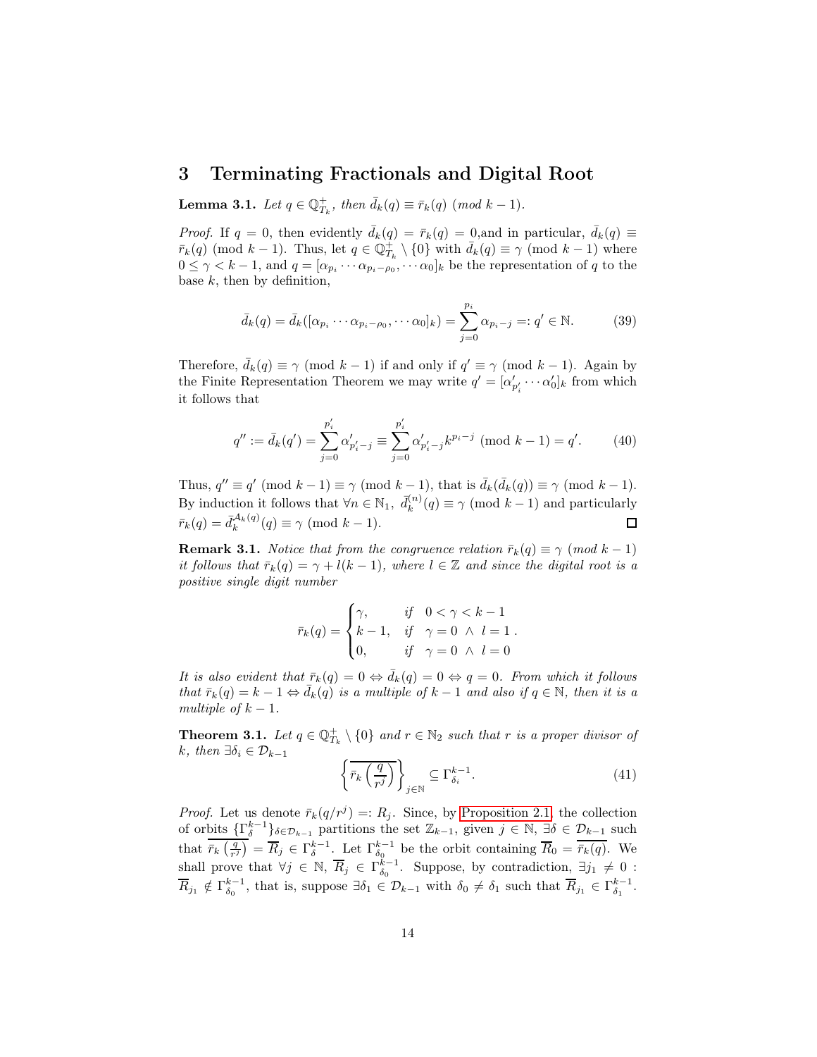## 3 Terminating Fractionals and Digital Root

**Lemma 3.1.** *Let $q \in \mathbb{Q}^+_{T_k}$, then $\bar{d}_k(q) \equiv \bar{r}_k(q) \pmod{k-1}$.*

*Proof.* If $q = 0$, then evidently $\bar{d}_k(q) = \bar{r}_k(q) = 0$,and in particular, $\bar{d}_k(q) \equiv \bar{r}_k(q) \pmod{k-1}$. Thus, let $q \in \mathbb{Q}^+_{T_k} \setminus \{0\}$ with $\bar{d}_k(q) \equiv \gamma \pmod{k-1}$ where $0 \leq \gamma < k-1$, and $q = [\alpha_{p_i} \cdots \alpha_{p_i - \rho_0}, \cdots \alpha_0]_k$ be the representation of $q$ to the base $k$, then by definition,

$$\bar{d}_k(q) = \bar{d}_k([\alpha_{p_i} \cdots \alpha_{p_i - \rho_0}, \cdots \alpha_0]_k) = \sum_{j=0}^{p_i} \alpha_{p_i - j} =: q' \in \mathbb{N}. \tag{39}$$

Therefore, $\bar{d}_k(q) \equiv \gamma \pmod{k-1}$ if and only if $q' \equiv \gamma \pmod{k-1}$. Again by the Finite Representation Theorem we may write $q' = [\alpha'_{p'_i} \cdots \alpha'_0]_k$ from which it follows that

$$q'' := \bar{d}_k(q') = \sum_{j=0}^{p'_i} \alpha'_{p'_i - j} \equiv \sum_{j=0}^{p'_i} \alpha'_{p'_i - j} k^{p_i - j} \pmod{k-1} = q'. \tag{40}$$

Thus, $q'' \equiv q' \pmod{k-1} \equiv \gamma \pmod{k-1}$, that is $\bar{d}_k(\bar{d}_k(q)) \equiv \gamma \pmod{k-1}$. By induction it follows that $\forall n \in \mathbb{N}_1,\ \bar{d}_k^{(n)}(q) \equiv \gamma \pmod{k-1}$ and particularly $\bar{r}_k(q) = \bar{d}_k^{\mathcal{A}_k(q)}(q) \equiv \gamma \pmod{k-1}$. $\square$

**Remark 3.1.** *Notice that from the congruence relation $\bar{r}_k(q) \equiv \gamma \pmod{k-1}$ it follows that $\bar{r}_k(q) = \gamma + l(k-1)$, where $l \in \mathbb{Z}$ and since the digital root is a positive single digit number*

$$\bar{r}_k(q) = \begin{cases} \gamma, & \text{if} \quad 0 < \gamma < k-1 \\ k-1, & \text{if} \quad \gamma = 0 \ \wedge \ l = 1 \\ 0, & \text{if} \quad \gamma = 0 \ \wedge \ l = 0 \end{cases}.$$

*It is also evident that $\bar{r}_k(q) = 0 \Leftrightarrow \bar{d}_k(q) = 0 \Leftrightarrow q = 0$. From which it follows that $\bar{r}_k(q) = k-1 \Leftrightarrow \bar{d}_k(q)$ is a multiple of $k-1$ and also if $q \in \mathbb{N}$, then it is a multiple of $k-1$.*

**Theorem 3.1.** *Let $q \in \mathbb{Q}^+_{T_k} \setminus \{0\}$ and $r \in \mathbb{N}_2$ such that $r$ is a proper divisor of $k$, then $\exists \delta_i \in \mathcal{D}_{k-1}$*

$$\left\{ \overline{\bar{r}_k\left(\frac{q}{r^j}\right)} \right\}_{j \in \mathbb{N}} \subseteq \Gamma^{k-1}_{\delta_i}. \tag{41}$$

*Proof.* Let us denote $\bar{r}_k(q/r^j) =: R_j$. Since, by Proposition 2.1, the collection of orbits $\{\Gamma^{k-1}_{\delta}\}_{\delta \in \mathcal{D}_{k-1}}$ partitions the set $\mathbb{Z}_{k-1}$, given $j \in \mathbb{N}$, $\exists \delta \in \mathcal{D}_{k-1}$ such that $\overline{\bar{r}_k\left(\frac{q}{r^j}\right)} = \overline{R}_j \in \Gamma^{k-1}_{\delta}$. Let $\Gamma^{k-1}_{\delta_0}$ be the orbit containing $\overline{R}_0 = \overline{\bar{r}_k(q)}$. We shall prove that $\forall j \in \mathbb{N}$, $\overline{R}_j \in \Gamma^{k-1}_{\delta_0}$. Suppose, by contradiction, $\exists j_1 \neq 0$ : $\overline{R}_{j_1} \notin \Gamma^{k-1}_{\delta_0}$, that is, suppose $\exists \delta_1 \in \mathcal{D}_{k-1}$ with $\delta_0 \neq \delta_1$ such that $\overline{R}_{j_1} \in \Gamma^{k-1}_{\delta_1}$.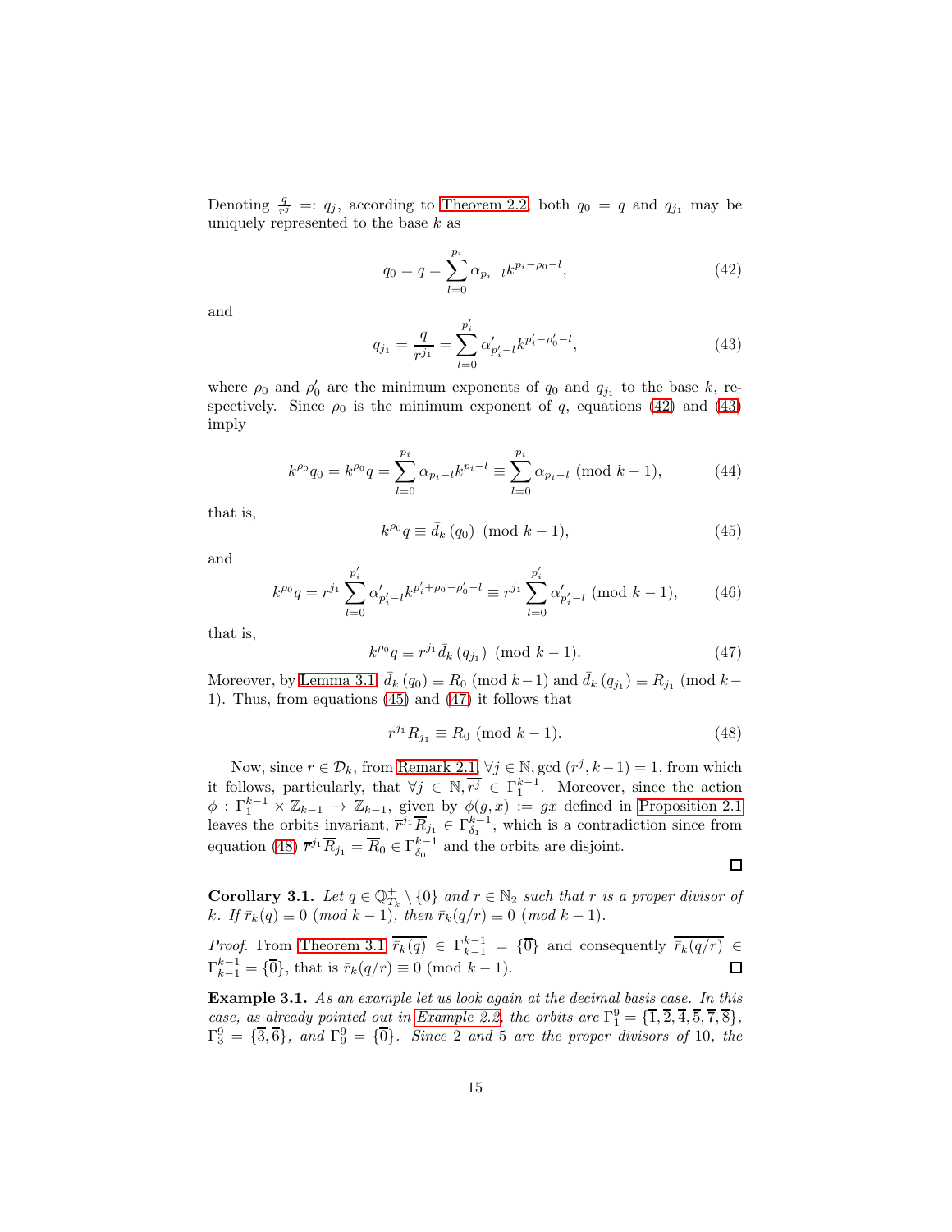Denoting $\frac{q}{r^j} =: q_j$, according to Theorem 2.2, both $q_0 = q$ and $q_{j_1}$ may be uniquely represented to the base $k$ as

$$q_0 = q = \sum_{l=0}^{p_i} \alpha_{p_i - l} k^{p_i - \rho_0 - l}, \tag{42}$$

and

$$q_{j_1} = \frac{q}{r^{j_1}} = \sum_{l=0}^{p'_i} \alpha'_{p'_i - l} k^{p'_i - \rho'_0 - l}, \tag{43}$$

where $\rho_0$ and $\rho'_0$ are the minimum exponents of $q_0$ and $q_{j_1}$ to the base $k$, respectively. Since $\rho_0$ is the minimum exponent of $q$, equations (42) and (43) imply

$$k^{\rho_0} q_0 = k^{\rho_0} q = \sum_{l=0}^{p_i} \alpha_{p_i - l} k^{p_i - l} \equiv \sum_{l=0}^{p_i} \alpha_{p_i - l} \ (\text{mod } k-1), \tag{44}$$

that is,

$$k^{\rho_0} q \equiv \bar{d}_k(q_0) \ (\text{mod } k-1), \tag{45}$$

and

$$k^{\rho_0} q = r^{j_1} \sum_{l=0}^{p'_i} \alpha'_{p'_i - l} k^{p'_i + \rho_0 - \rho'_0 - l} \equiv r^{j_1} \sum_{l=0}^{p'_i} \alpha'_{p'_i - l} \ (\text{mod } k-1), \tag{46}$$

that is,

$$k^{\rho_0} q \equiv r^{j_1} \bar{d}_k(q_{j_1}) \ (\text{mod } k-1). \tag{47}$$

Moreover, by Lemma 3.1, $\bar{d}_k(q_0) \equiv R_0$ (mod $k-1$) and $\bar{d}_k(q_{j_1}) \equiv R_{j_1}$ (mod $k-1$). Thus, from equations (45) and (47) it follows that

$$r^{j_1} R_{j_1} \equiv R_0 \ (\text{mod } k-1). \tag{48}$$

Now, since $r \in \mathcal{D}_k$, from Remark 2.1, $\forall j \in \mathbb{N}, \gcd(r^j, k-1) = 1$, from which it follows, particularly, that $\forall j \in \mathbb{N}, \overline{r^j} \in \Gamma_1^{k-1}$. Moreover, since the action $\phi : \Gamma_1^{k-1} \times \mathbb{Z}_{k-1} \to \mathbb{Z}_{k-1}$, given by $\phi(g, x) := gx$ defined in Proposition 2.1 leaves the orbits invariant, $\overline{r}^{j_1} \overline{R}_{j_1} \in \Gamma_{\delta_1}^{k-1}$, which is a contradiction since from equation (48) $\overline{r}^{j_1} \overline{R}_{j_1} = \overline{R}_0 \in \Gamma_{\delta_0}^{k-1}$ and the orbits are disjoint. ◻

**Corollary 3.1.** *Let $q \in \mathbb{Q}_{T_k}^+ \setminus \{0\}$ and $r \in \mathbb{N}_2$ such that $r$ is a proper divisor of $k$. If $\bar{r}_k(q) \equiv 0$ (mod $k-1$), then $\bar{r}_k(q/r) \equiv 0$ (mod $k-1$).*

*Proof.* From Theorem 3.1 $\overline{\bar{r}_k(q)} \in \Gamma_{k-1}^{k-1} = \{\overline{0}\}$ and consequently $\overline{\bar{r}_k(q/r)} \in \Gamma_{k-1}^{k-1} = \{\overline{0}\}$, that is $\bar{r}_k(q/r) \equiv 0$ (mod $k-1$). ◻

**Example 3.1.** *As an example let us look again at the decimal basis case. In this case, as already pointed out in Example 2.2, the orbits are $\Gamma_1^9 = \{\overline{1}, \overline{2}, \overline{4}, \overline{5}, \overline{7}, \overline{8}\}$, $\Gamma_3^9 = \{\overline{3}, \overline{6}\}$, and $\Gamma_9^9 = \{\overline{0}\}$. Since 2 and 5 are the proper divisors of 10, the*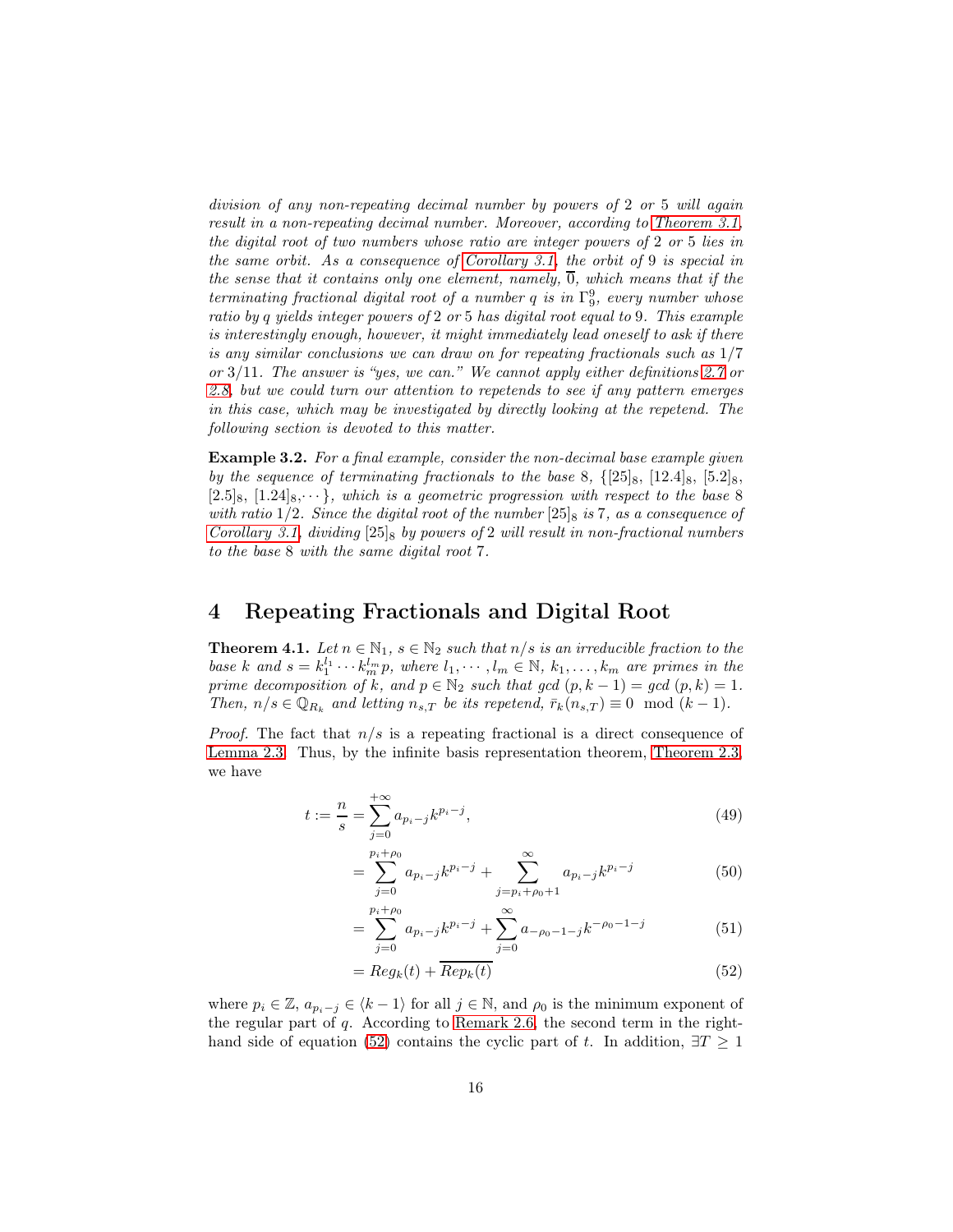*division of any non-repeating decimal number by powers of 2 or 5 will again result in a non-repeating decimal number. Moreover, according to Theorem 3.1, the digital root of two numbers whose ratio are integer powers of 2 or 5 lies in the same orbit. As a consequence of Corollary 3.1, the orbit of 9 is special in the sense that it contains only one element, namely, $\overline{0}$, which means that if the terminating fractional digital root of a number q is in $\Gamma_9^9$, every number whose ratio by q yields integer powers of 2 or 5 has digital root equal to 9. This example is interestingly enough, however, it might immediately lead oneself to ask if there is any similar conclusions we can draw on for repeating fractionals such as 1/7 or 3/11. The answer is "yes, we can." We cannot apply either definitions 2.7 or 2.8, but we could turn our attention to repetends to see if any pattern emerges in this case, which may be investigated by directly looking at the repetend. The following section is devoted to this matter.*

**Example 3.2.** *For a final example, consider the non-decimal base example given by the sequence of terminating fractionals to the base 8, $\{[25]_8, [12.4]_8, [5.2]_8, [2.5]_8, [1.24]_8, \cdots\}$, which is a geometric progression with respect to the base 8 with ratio 1/2. Since the digital root of the number $[25]_8$ is 7, as a consequence of Corollary 3.1, dividing $[25]_8$ by powers of 2 will result in non-fractional numbers to the base 8 with the same digital root 7.*

# 4 Repeating Fractionals and Digital Root

**Theorem 4.1.** *Let $n \in \mathbb{N}_1$, $s \in \mathbb{N}_2$ such that $n/s$ is an irreducible fraction to the base $k$ and $s = k_1^{l_1} \cdots k_m^{l_m} p$, where $l_1, \cdots, l_m \in \mathbb{N}$, $k_1, \ldots, k_m$ are primes in the prime decomposition of $k$, and $p \in \mathbb{N}_2$ such that $gcd\ (p, k-1) = gcd\ (p, k) = 1$. Then, $n/s \in \mathbb{Q}_{R_k}$ and letting $n_{s,T}$ be its repetend, $\bar{r}_k(n_{s,T}) \equiv 0 \mod (k-1)$.*

*Proof.* The fact that $n/s$ is a repeating fractional is a direct consequence of Lemma 2.3. Thus, by the infinite basis representation theorem, Theorem 2.3, we have

$$t := \frac{n}{s} = \sum_{j=0}^{+\infty} a_{p_i - j} k^{p_i - j}, \tag{49}$$

$$= \sum_{j=0}^{p_i+\rho_0} a_{p_i - j} k^{p_i - j} + \sum_{j=p_i+\rho_0+1}^{\infty} a_{p_i - j} k^{p_i - j} \tag{50}$$

$$= \sum_{j=0}^{p_i+\rho_0} a_{p_i - j} k^{p_i - j} + \sum_{j=0}^{\infty} a_{-\rho_0 - 1 - j} k^{-\rho_0 - 1 - j} \tag{51}$$

$$= Reg_k(t) + \overline{Rep_k(t)} \tag{52}$$

where $p_i \in \mathbb{Z}$, $a_{p_i - j} \in \langle k-1 \rangle$ for all $j \in \mathbb{N}$, and $\rho_0$ is the minimum exponent of the regular part of $q$. According to Remark 2.6, the second term in the right-hand side of equation (52) contains the cyclic part of $t$. In addition, $\exists T \geq 1$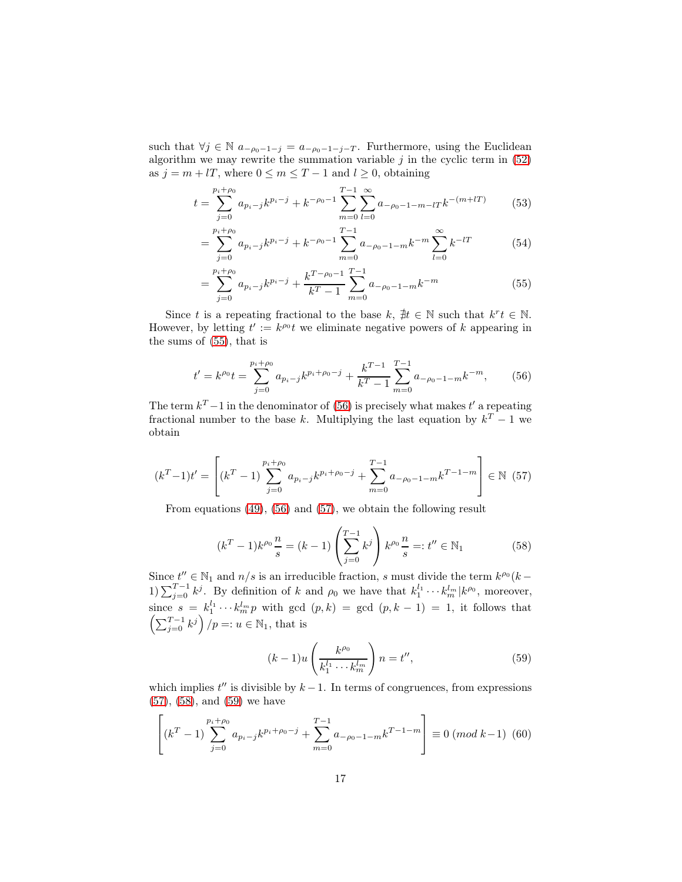such that $\forall j \in \mathbb{N}\ a_{-\rho_0-1-j} = a_{-\rho_0-1-j-T}$. Furthermore, using the Euclidean algorithm we may rewrite the summation variable $j$ in the cyclic term in (52) as $j = m + lT$, where $0 \le m \le T-1$ and $l \ge 0$, obtaining

$$t = \sum_{j=0}^{p_i+\rho_0} a_{p_i-j}k^{p_i-j} + k^{-\rho_0-1}\sum_{m=0}^{T-1}\sum_{l=0}^{\infty} a_{-\rho_0-1-m-lT}k^{-(m+lT)} \tag{53}$$

$$= \sum_{j=0}^{p_i+\rho_0} a_{p_i-j}k^{p_i-j} + k^{-\rho_0-1}\sum_{m=0}^{T-1} a_{-\rho_0-1-m}k^{-m}\sum_{l=0}^{\infty} k^{-lT} \tag{54}$$

$$= \sum_{j=0}^{p_i+\rho_0} a_{p_i-j}k^{p_i-j} + \frac{k^{T-\rho_0-1}}{k^T-1}\sum_{m=0}^{T-1} a_{-\rho_0-1-m}k^{-m} \tag{55}$$

Since $t$ is a repeating fractional to the base $k$, $\nexists t \in \mathbb{N}$ such that $k^r t \in \mathbb{N}$. However, by letting $t' := k^{\rho_0}t$ we eliminate negative powers of $k$ appearing in the sums of (55), that is

$$t' = k^{\rho_0}t = \sum_{j=0}^{p_i+\rho_0} a_{p_i-j}k^{p_i+\rho_0-j} + \frac{k^{T-1}}{k^T-1}\sum_{m=0}^{T-1} a_{-\rho_0-1-m}k^{-m}, \tag{56}$$

The term $k^T-1$ in the denominator of (56) is precisely what makes $t'$ a repeating fractional number to the base $k$. Multiplying the last equation by $k^T-1$ we obtain

$$(k^T-1)t' = \left[(k^T-1)\sum_{j=0}^{p_i+\rho_0} a_{p_i-j}k^{p_i+\rho_0-j} + \sum_{m=0}^{T-1} a_{-\rho_0-1-m}k^{T-1-m}\right] \in \mathbb{N} \tag{57}$$

From equations (49), (56) and (57), we obtain the following result

$$(k^T-1)k^{\rho_0}\frac{n}{s} = (k-1)\left(\sum_{j=0}^{T-1}k^j\right)k^{\rho_0}\frac{n}{s} =: t'' \in \mathbb{N}_1 \tag{58}$$

Since $t'' \in \mathbb{N}_1$ and $n/s$ is an irreducible fraction, $s$ must divide the term $k^{\rho_0}(k-1)\sum_{j=0}^{T-1}k^j$. By definition of $k$ and $\rho_0$ we have that $k_1^{l_1}\cdots k_m^{l_m} | k^{\rho_0}$, moreover, since $s = k_1^{l_1}\cdots k_m^{l_m}p$ with gcd $(p,k) =$ gcd $(p,k-1) = 1$, it follows that $\left(\sum_{j=0}^{T-1}k^j\right)/p =: u \in \mathbb{N}_1$, that is

$$(k-1)u\left(\frac{k^{\rho_0}}{k_1^{l_1}\cdots k_m^{l_m}}\right)n = t'', \tag{59}$$

which implies $t''$ is divisible by $k-1$. In terms of congruences, from expressions (57), (58), and (59) we have

$$\left[(k^T-1)\sum_{j=0}^{p_i+\rho_0} a_{p_i-j}k^{p_i+\rho_0-j} + \sum_{m=0}^{T-1} a_{-\rho_0-1-m}k^{T-1-m}\right] \equiv 0 \ (mod\ k-1) \tag{60}$$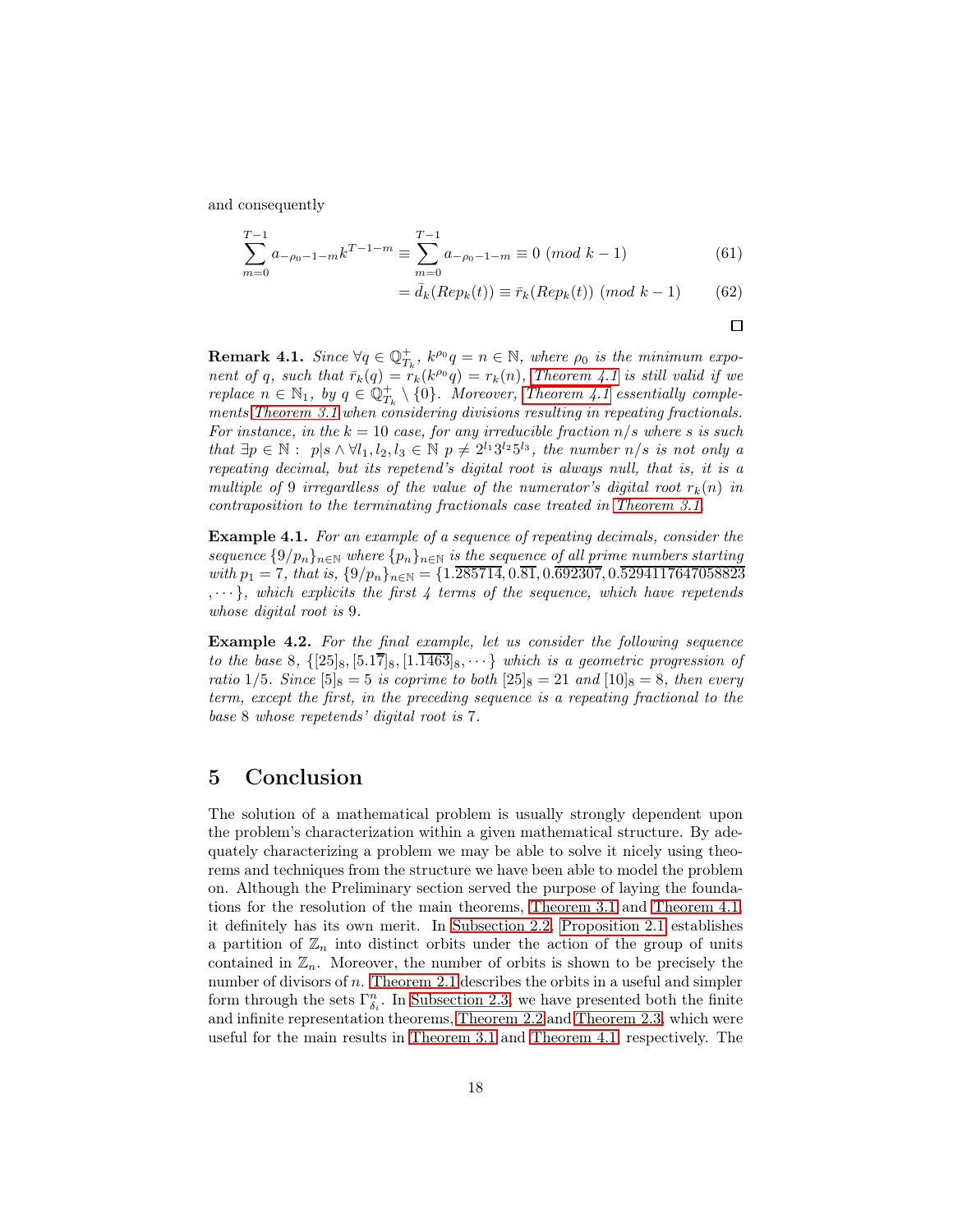and consequently

$$\sum_{m=0}^{T-1} a_{-\rho_0-1-m} k^{T-1-m} \equiv \sum_{m=0}^{T-1} a_{-\rho_0-1-m} \equiv 0 \ (mod\ k-1) \tag{61}$$

$$= \bar{d}_k(Rep_k(t)) \equiv \bar{r}_k(Rep_k(t)) \ (mod\ k-1) \tag{62}$$

□

**Remark 4.1.** *Since $\forall q \in \mathbb{Q}^+_{T_k}$, $k^{\rho_0} q = n \in \mathbb{N}$, where $\rho_0$ is the minimum exponent of $q$, such that $\bar{r}_k(q) = \bar{r}_k(k^{\rho_0} q) = r_k(n)$, Theorem 4.1 is still valid if we replace $n \in \mathbb{N}_1$, by $q \in \mathbb{Q}^+_{T_k} \setminus \{0\}$. Moreover, Theorem 4.1 essentially complements Theorem 3.1 when considering divisions resulting in repeating fractionals. For instance, in the $k = 10$ case, for any irreducible fraction $n/s$ where $s$ is such that $\exists p \in \mathbb{N} : \ p|s \wedge \forall l_1, l_2, l_3 \in \mathbb{N} \ p \neq 2^{l_1} 3^{l_2} 5^{l_3}$, the number $n/s$ is not only a repeating decimal, but its repetend's digital root is always null, that is, it is a multiple of 9 irregardless of the value of the numerator's digital root $r_k(n)$ in contraposition to the terminating fractionals case treated in Theorem 3.1.*

**Example 4.1.** *For an example of a sequence of repeating decimals, consider the sequence $\{9/p_n\}_{n\in\mathbb{N}}$ where $\{p_n\}_{n\in\mathbb{N}}$ is the sequence of all prime numbers starting with $p_1 = 7$, that is, $\{9/p_n\}_{n\in\mathbb{N}} = \{1.\overline{285714}, 0.\overline{81}, 0.\overline{692307}, 0.\overline{5294117647058823}, \cdots\}$, which explicits the first 4 terms of the sequence, which have repetends whose digital root is 9.*

**Example 4.2.** *For the final example, let us consider the following sequence to the base 8, $\{[25]_8, [5.1\overline{7}]_8, [1.\overline{1463}]_8, \cdots\}$ which is a geometric progression of ratio $1/5$. Since $[5]_8 = 5$ is coprime to both $[25]_8 = 21$ and $[10]_8 = 8$, then every term, except the first, in the preceding sequence is a repeating fractional to the base 8 whose repetends' digital root is 7.*

## 5 Conclusion

The solution of a mathematical problem is usually strongly dependent upon the problem's characterization within a given mathematical structure. By adequately characterizing a problem we may be able to solve it nicely using theorems and techniques from the structure we have been able to model the problem on. Although the Preliminary section served the purpose of laying the foundations for the resolution of the main theorems, Theorem 3.1 and Theorem 4.1, it definitely has its own merit. In Subsection 2.2, Proposition 2.1 establishes a partition of $\mathbb{Z}_n$ into distinct orbits under the action of the group of units contained in $\mathbb{Z}_n$. Moreover, the number of orbits is shown to be precisely the number of divisors of $n$. Theorem 2.1 describes the orbits in a useful and simpler form through the sets $\Gamma^n_{\delta_i}$. In Subsection 2.3, we have presented both the finite and infinite representation theorems, Theorem 2.2 and Theorem 2.3, which were useful for the main results in Theorem 3.1 and Theorem 4.1, respectively. The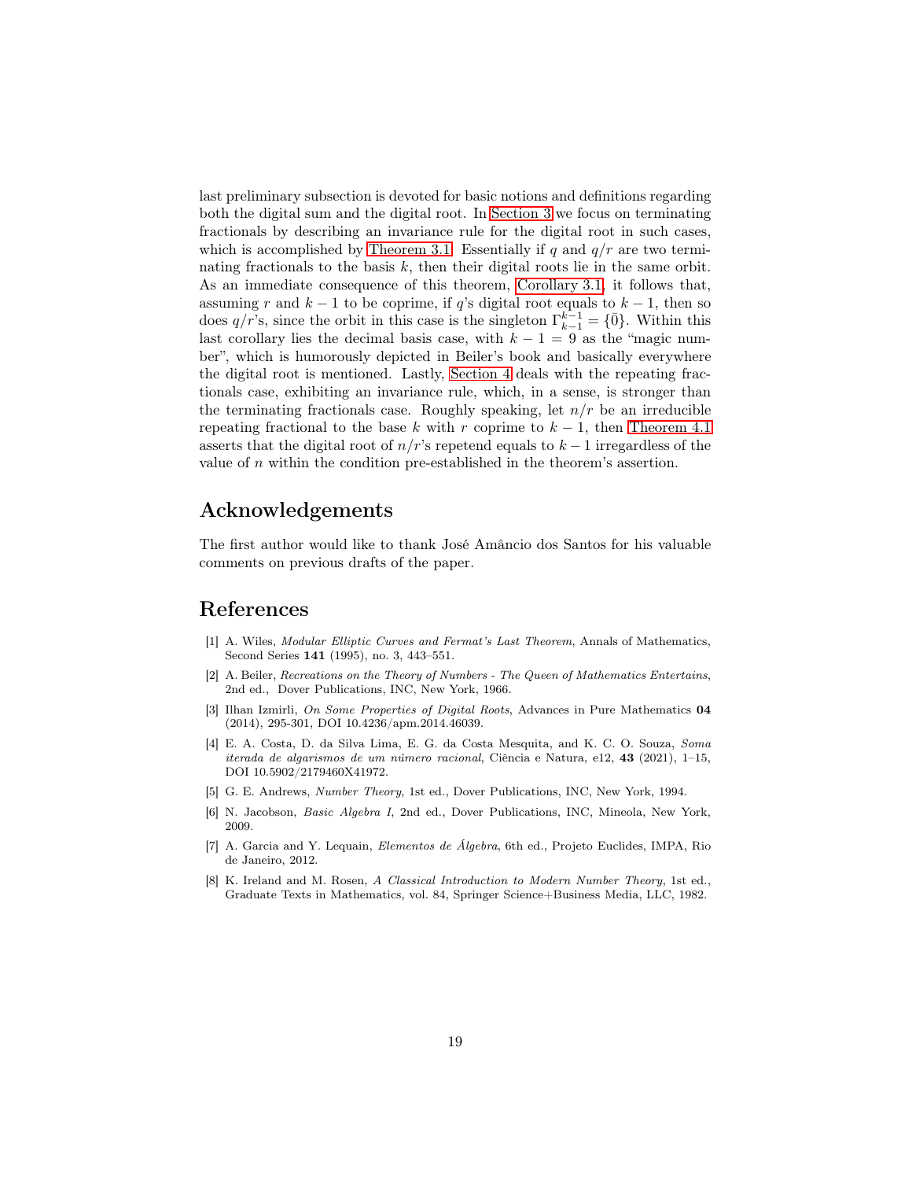last preliminary subsection is devoted for basic notions and definitions regarding both the digital sum and the digital root. In Section 3 we focus on terminating fractionals by describing an invariance rule for the digital root in such cases, which is accomplished by Theorem 3.1. Essentially if $q$ and $q/r$ are two terminating fractionals to the basis $k$, then their digital roots lie in the same orbit. As an immediate consequence of this theorem, Corollary 3.1, it follows that, assuming $r$ and $k-1$ to be coprime, if $q$'s digital root equals to $k-1$, then so does $q/r$'s, since the orbit in this case is the singleton $\Gamma_{k-1}^{k-1} = \{\bar{0}\}$. Within this last corollary lies the decimal basis case, with $k-1 = 9$ as the "magic number", which is humorously depicted in Beiler's book and basically everywhere the digital root is mentioned. Lastly, Section 4 deals with the repeating fractionals case, exhibiting an invariance rule, which, in a sense, is stronger than the terminating fractionals case. Roughly speaking, let $n/r$ be an irreducible repeating fractional to the base $k$ with $r$ coprime to $k-1$, then Theorem 4.1 asserts that the digital root of $n/r$'s repetend equals to $k-1$ irregardless of the value of $n$ within the condition pre-established in the theorem's assertion.

## Acknowledgements

The first author would like to thank José Amâncio dos Santos for his valuable comments on previous drafts of the paper.

## References

[1] A. Wiles, *Modular Elliptic Curves and Fermat's Last Theorem*, Annals of Mathematics, Second Series **141** (1995), no. 3, 443–551.

[2] A. Beiler, *Recreations on the Theory of Numbers - The Queen of Mathematics Entertains*, 2nd ed., Dover Publications, INC, New York, 1966.

[3] Ilhan Izmirli, *On Some Properties of Digital Roots*, Advances in Pure Mathematics **04** (2014), 295-301, DOI 10.4236/apm.2014.46039.

[4] E. A. Costa, D. da Silva Lima, E. G. da Costa Mesquita, and K. C. O. Souza, *Soma iterada de algarismos de um número racional*, Ciência e Natura, e12, **43** (2021), 1–15, DOI 10.5902/2179460X41972.

[5] G. E. Andrews, *Number Theory*, 1st ed., Dover Publications, INC, New York, 1994.

[6] N. Jacobson, *Basic Algebra I*, 2nd ed., Dover Publications, INC, Mineola, New York, 2009.

[7] A. Garcia and Y. Lequain, *Elementos de Álgebra*, 6th ed., Projeto Euclides, IMPA, Rio de Janeiro, 2012.

[8] K. Ireland and M. Rosen, *A Classical Introduction to Modern Number Theory*, 1st ed., Graduate Texts in Mathematics, vol. 84, Springer Science+Business Media, LLC, 1982.